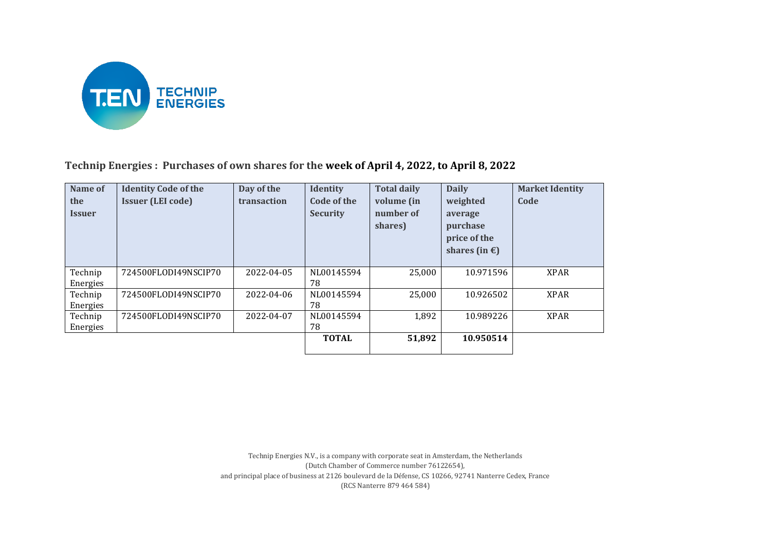## Technip Energies : Purchases of own shares for the **week of April 4, 2022, to April 8, 2022**

| Name of the Issuer | Identity Code of the Issuer (LEI code) | Day of the transaction | Identity Code of the Security | Total daily volume (in number of shares) | Daily weighted average purchase price of the shares (in €) | Market Identity Code |
|---|---|---|---|---|---|---|
| Technip Energies | 724500FLODI49NSCIP70 | 2022-04-05 | NL0014559478 | 25,000 | 10.971596 | XPAR |
| Technip Energies | 724500FLODI49NSCIP70 | 2022-04-06 | NL0014559478 | 25,000 | 10.926502 | XPAR |
| Technip Energies | 724500FLODI49NSCIP70 | 2022-04-07 | NL0014559478 | 1,892 | 10.989226 | XPAR |
| | | | **TOTAL** | **51,892** | **10.950514** | |

Technip Energies N.V., is a company with corporate seat in Amsterdam, the Netherlands
(Dutch Chamber of Commerce number 76122654),
and principal place of business at 2126 boulevard de la Défense, CS 10266, 92741 Nanterre Cedex, France
(RCS Nanterre 879 464 584)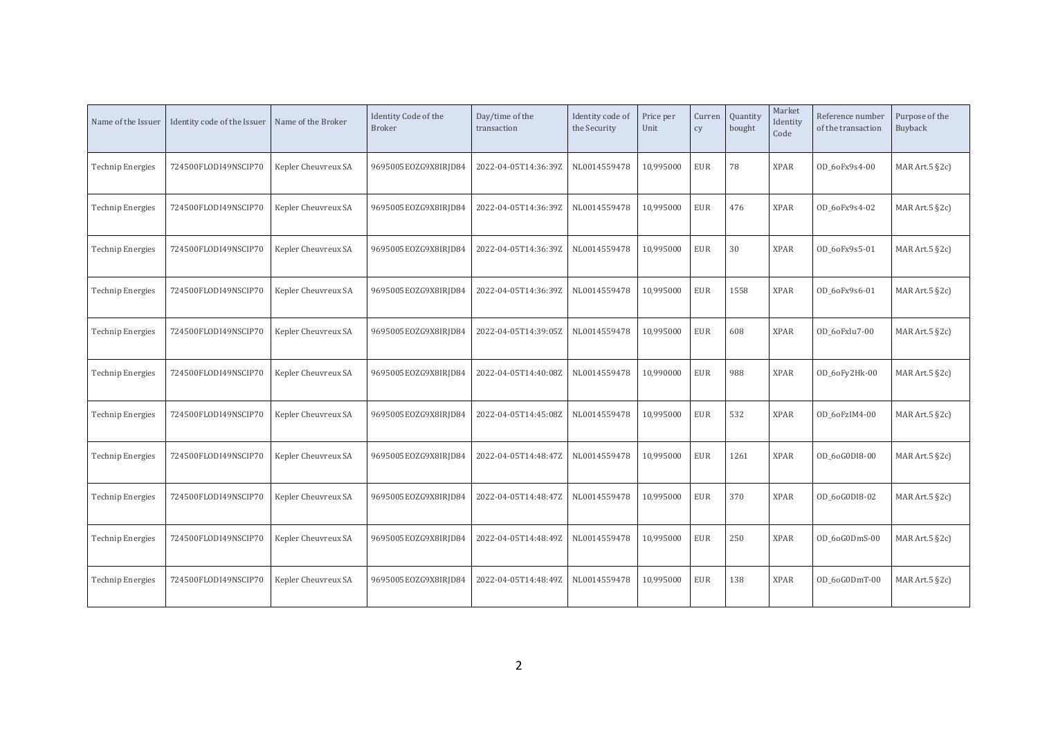| Name of the Issuer | Identity code of the Issuer | Name of the Broker | Identity Code of the Broker | Day/time of the transaction | Identity code of the Security | Price per Unit | Currency | Quantity bought | Market Identity Code | Reference number of the transaction | Purpose of the Buyback |
|---|---|---|---|---|---|---|---|---|---|---|---|
| Technip Energies | 724500FLODI49NSCIP70 | Kepler Cheuvreux SA | 9695005EOZG9X8IRJD84 | 2022-04-05T14:36:39Z | NL0014559478 | 10,995000 | EUR | 78 | XPAR | OD_6oFx9s4-00 | MAR Art.5 §2c) |
| Technip Energies | 724500FLODI49NSCIP70 | Kepler Cheuvreux SA | 9695005EOZG9X8IRJD84 | 2022-04-05T14:36:39Z | NL0014559478 | 10,995000 | EUR | 476 | XPAR | OD_6oFx9s4-02 | MAR Art.5 §2c) |
| Technip Energies | 724500FLODI49NSCIP70 | Kepler Cheuvreux SA | 9695005EOZG9X8IRJD84 | 2022-04-05T14:36:39Z | NL0014559478 | 10,995000 | EUR | 30 | XPAR | OD_6oFx9s5-01 | MAR Art.5 §2c) |
| Technip Energies | 724500FLODI49NSCIP70 | Kepler Cheuvreux SA | 9695005EOZG9X8IRJD84 | 2022-04-05T14:36:39Z | NL0014559478 | 10,995000 | EUR | 1558 | XPAR | OD_6oFx9s6-01 | MAR Art.5 §2c) |
| Technip Energies | 724500FLODI49NSCIP70 | Kepler Cheuvreux SA | 9695005EOZG9X8IRJD84 | 2022-04-05T14:39:05Z | NL0014559478 | 10,995000 | EUR | 608 | XPAR | OD_6oFxlu7-00 | MAR Art.5 §2c) |
| Technip Energies | 724500FLODI49NSCIP70 | Kepler Cheuvreux SA | 9695005EOZG9X8IRJD84 | 2022-04-05T14:40:08Z | NL0014559478 | 10,990000 | EUR | 988 | XPAR | OD_6oFy2Hk-00 | MAR Art.5 §2c) |
| Technip Energies | 724500FLODI49NSCIP70 | Kepler Cheuvreux SA | 9695005EOZG9X8IRJD84 | 2022-04-05T14:45:08Z | NL0014559478 | 10,995000 | EUR | 532 | XPAR | OD_6oFzIM4-00 | MAR Art.5 §2c) |
| Technip Energies | 724500FLODI49NSCIP70 | Kepler Cheuvreux SA | 9695005EOZG9X8IRJD84 | 2022-04-05T14:48:47Z | NL0014559478 | 10,995000 | EUR | 1261 | XPAR | OD_6oG0DI8-00 | MAR Art.5 §2c) |
| Technip Energies | 724500FLODI49NSCIP70 | Kepler Cheuvreux SA | 9695005EOZG9X8IRJD84 | 2022-04-05T14:48:47Z | NL0014559478 | 10,995000 | EUR | 370 | XPAR | OD_6oG0DI8-02 | MAR Art.5 §2c) |
| Technip Energies | 724500FLODI49NSCIP70 | Kepler Cheuvreux SA | 9695005EOZG9X8IRJD84 | 2022-04-05T14:48:49Z | NL0014559478 | 10,995000 | EUR | 250 | XPAR | OD_6oG0DmS-00 | MAR Art.5 §2c) |
| Technip Energies | 724500FLODI49NSCIP70 | Kepler Cheuvreux SA | 9695005EOZG9X8IRJD84 | 2022-04-05T14:48:49Z | NL0014559478 | 10,995000 | EUR | 138 | XPAR | OD_6oG0DmT-00 | MAR Art.5 §2c) |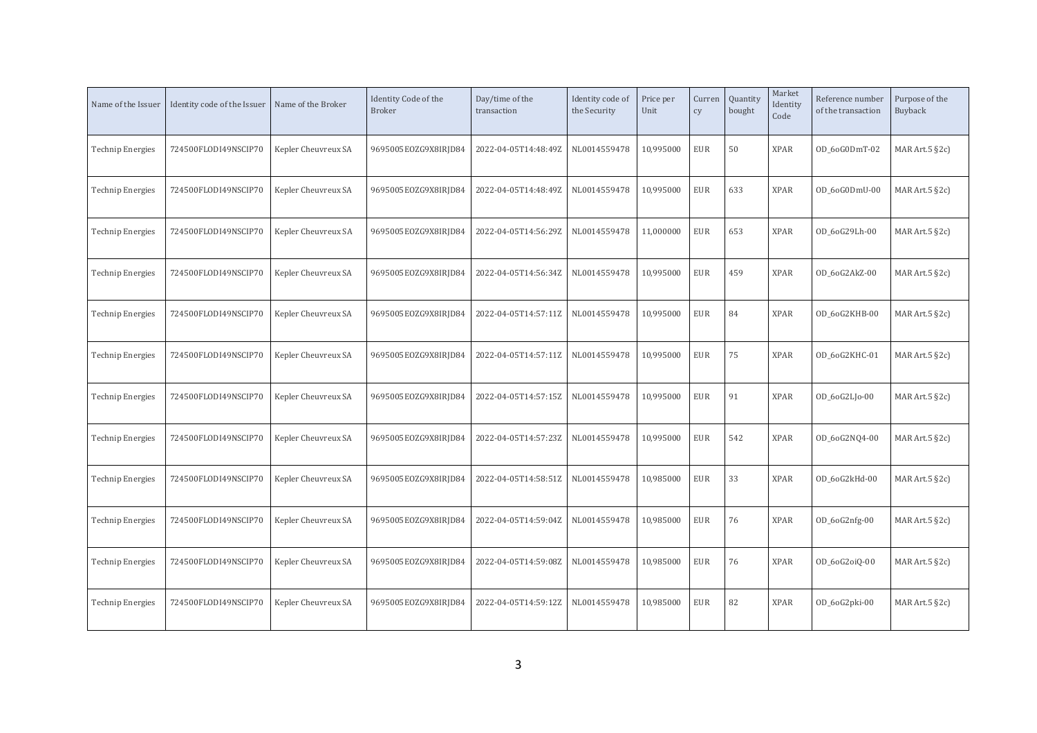| Name of the Issuer | Identity code of the Issuer | Name of the Broker | Identity Code of the Broker | Day/time of the transaction | Identity code of the Security | Price per Unit | Currency | Quantity bought | Market Identity Code | Reference number of the transaction | Purpose of the Buyback |
|---|---|---|---|---|---|---|---|---|---|---|---|
| Technip Energies | 724500FLODI49NSCIP70 | Kepler Cheuvreux SA | 9695005EOZG9X8IRJD84 | 2022-04-05T14:48:49Z | NL0014559478 | 10,995000 | EUR | 50 | XPAR | OD_6oG0DmT-02 | MAR Art.5 §2c) |
| Technip Energies | 724500FLODI49NSCIP70 | Kepler Cheuvreux SA | 9695005EOZG9X8IRJD84 | 2022-04-05T14:48:49Z | NL0014559478 | 10,995000 | EUR | 633 | XPAR | OD_6oG0DmU-00 | MAR Art.5 §2c) |
| Technip Energies | 724500FLODI49NSCIP70 | Kepler Cheuvreux SA | 9695005EOZG9X8IRJD84 | 2022-04-05T14:56:29Z | NL0014559478 | 11,000000 | EUR | 653 | XPAR | OD_6oG29Lh-00 | MAR Art.5 §2c) |
| Technip Energies | 724500FLODI49NSCIP70 | Kepler Cheuvreux SA | 9695005EOZG9X8IRJD84 | 2022-04-05T14:56:34Z | NL0014559478 | 10,995000 | EUR | 459 | XPAR | OD_6oG2AkZ-00 | MAR Art.5 §2c) |
| Technip Energies | 724500FLODI49NSCIP70 | Kepler Cheuvreux SA | 9695005EOZG9X8IRJD84 | 2022-04-05T14:57:11Z | NL0014559478 | 10,995000 | EUR | 84 | XPAR | OD_6oG2KHB-00 | MAR Art.5 §2c) |
| Technip Energies | 724500FLODI49NSCIP70 | Kepler Cheuvreux SA | 9695005EOZG9X8IRJD84 | 2022-04-05T14:57:11Z | NL0014559478 | 10,995000 | EUR | 75 | XPAR | OD_6oG2KHC-01 | MAR Art.5 §2c) |
| Technip Energies | 724500FLODI49NSCIP70 | Kepler Cheuvreux SA | 9695005EOZG9X8IRJD84 | 2022-04-05T14:57:15Z | NL0014559478 | 10,995000 | EUR | 91 | XPAR | OD_6oG2LJo-00 | MAR Art.5 §2c) |
| Technip Energies | 724500FLODI49NSCIP70 | Kepler Cheuvreux SA | 9695005EOZG9X8IRJD84 | 2022-04-05T14:57:23Z | NL0014559478 | 10,995000 | EUR | 542 | XPAR | OD_6oG2NQ4-00 | MAR Art.5 §2c) |
| Technip Energies | 724500FLODI49NSCIP70 | Kepler Cheuvreux SA | 9695005EOZG9X8IRJD84 | 2022-04-05T14:58:51Z | NL0014559478 | 10,985000 | EUR | 33 | XPAR | OD_6oG2kHd-00 | MAR Art.5 §2c) |
| Technip Energies | 724500FLODI49NSCIP70 | Kepler Cheuvreux SA | 9695005EOZG9X8IRJD84 | 2022-04-05T14:59:04Z | NL0014559478 | 10,985000 | EUR | 76 | XPAR | OD_6oG2nfg-00 | MAR Art.5 §2c) |
| Technip Energies | 724500FLODI49NSCIP70 | Kepler Cheuvreux SA | 9695005EOZG9X8IRJD84 | 2022-04-05T14:59:08Z | NL0014559478 | 10,985000 | EUR | 76 | XPAR | OD_6oG2oiQ-00 | MAR Art.5 §2c) |
| Technip Energies | 724500FLODI49NSCIP70 | Kepler Cheuvreux SA | 9695005EOZG9X8IRJD84 | 2022-04-05T14:59:12Z | NL0014559478 | 10,985000 | EUR | 82 | XPAR | OD_6oG2pki-00 | MAR Art.5 §2c) |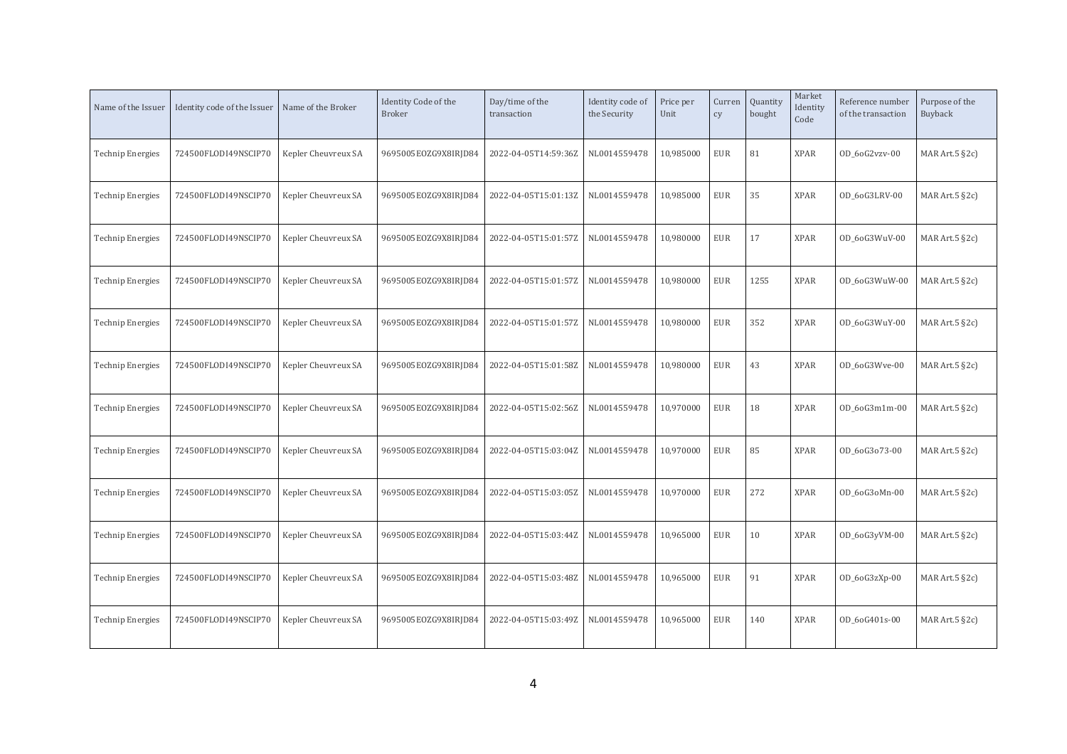| Name of the Issuer | Identity code of the Issuer | Name of the Broker | Identity Code of the Broker | Day/time of the transaction | Identity code of the Security | Price per Unit | Currency | Quantity bought | Market Identity Code | Reference number of the transaction | Purpose of the Buyback |
|---|---|---|---|---|---|---|---|---|---|---|---|
| Technip Energies | 724500FLODI49NSCIP70 | Kepler Cheuvreux SA | 9695005EOZG9X8IRJD84 | 2022-04-05T14:59:36Z | NL0014559478 | 10,985000 | EUR | 81 | XPAR | OD_6oG2vzv-00 | MAR Art.5 §2c) |
| Technip Energies | 724500FLODI49NSCIP70 | Kepler Cheuvreux SA | 9695005EOZG9X8IRJD84 | 2022-04-05T15:01:13Z | NL0014559478 | 10,985000 | EUR | 35 | XPAR | OD_6oG3LRV-00 | MAR Art.5 §2c) |
| Technip Energies | 724500FLODI49NSCIP70 | Kepler Cheuvreux SA | 9695005EOZG9X8IRJD84 | 2022-04-05T15:01:57Z | NL0014559478 | 10,980000 | EUR | 17 | XPAR | OD_6oG3WuV-00 | MAR Art.5 §2c) |
| Technip Energies | 724500FLODI49NSCIP70 | Kepler Cheuvreux SA | 9695005EOZG9X8IRJD84 | 2022-04-05T15:01:57Z | NL0014559478 | 10,980000 | EUR | 1255 | XPAR | OD_6oG3WuW-00 | MAR Art.5 §2c) |
| Technip Energies | 724500FLODI49NSCIP70 | Kepler Cheuvreux SA | 9695005EOZG9X8IRJD84 | 2022-04-05T15:01:57Z | NL0014559478 | 10,980000 | EUR | 352 | XPAR | OD_6oG3WuY-00 | MAR Art.5 §2c) |
| Technip Energies | 724500FLODI49NSCIP70 | Kepler Cheuvreux SA | 9695005EOZG9X8IRJD84 | 2022-04-05T15:01:58Z | NL0014559478 | 10,980000 | EUR | 43 | XPAR | OD_6oG3Wve-00 | MAR Art.5 §2c) |
| Technip Energies | 724500FLODI49NSCIP70 | Kepler Cheuvreux SA | 9695005EOZG9X8IRJD84 | 2022-04-05T15:02:56Z | NL0014559478 | 10,970000 | EUR | 18 | XPAR | OD_6oG3m1m-00 | MAR Art.5 §2c) |
| Technip Energies | 724500FLODI49NSCIP70 | Kepler Cheuvreux SA | 9695005EOZG9X8IRJD84 | 2022-04-05T15:03:04Z | NL0014559478 | 10,970000 | EUR | 85 | XPAR | OD_6oG3o73-00 | MAR Art.5 §2c) |
| Technip Energies | 724500FLODI49NSCIP70 | Kepler Cheuvreux SA | 9695005EOZG9X8IRJD84 | 2022-04-05T15:03:05Z | NL0014559478 | 10,970000 | EUR | 272 | XPAR | OD_6oG3oMn-00 | MAR Art.5 §2c) |
| Technip Energies | 724500FLODI49NSCIP70 | Kepler Cheuvreux SA | 9695005EOZG9X8IRJD84 | 2022-04-05T15:03:44Z | NL0014559478 | 10,965000 | EUR | 10 | XPAR | OD_6oG3yVM-00 | MAR Art.5 §2c) |
| Technip Energies | 724500FLODI49NSCIP70 | Kepler Cheuvreux SA | 9695005EOZG9X8IRJD84 | 2022-04-05T15:03:48Z | NL0014559478 | 10,965000 | EUR | 91 | XPAR | OD_6oG3zXp-00 | MAR Art.5 §2c) |
| Technip Energies | 724500FLODI49NSCIP70 | Kepler Cheuvreux SA | 9695005EOZG9X8IRJD84 | 2022-04-05T15:03:49Z | NL0014559478 | 10,965000 | EUR | 140 | XPAR | OD_6oG401s-00 | MAR Art.5 §2c) |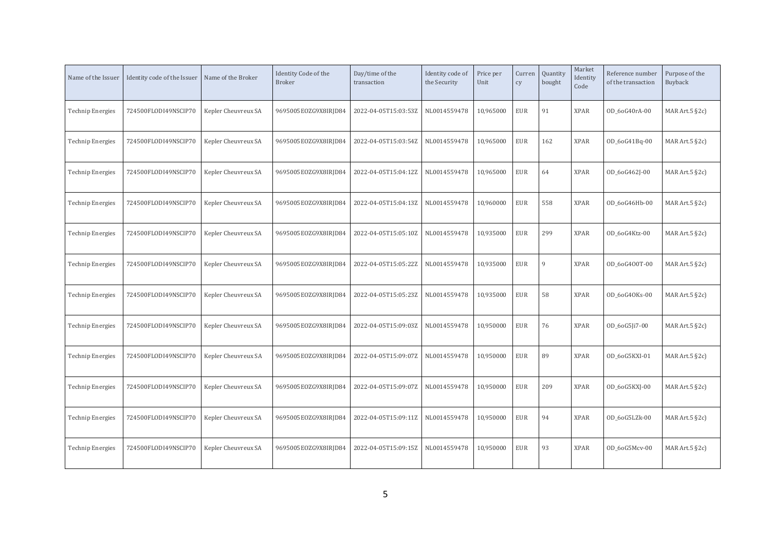| Name of the Issuer | Identity code of the Issuer | Name of the Broker | Identity Code of the Broker | Day/time of the transaction | Identity code of the Security | Price per Unit | Currency | Quantity bought | Market Identity Code | Reference number of the transaction | Purpose of the Buyback |
|---|---|---|---|---|---|---|---|---|---|---|---|
| Technip Energies | 724500FLODI49NSCIP70 | Kepler Cheuvreux SA | 9695005EOZG9X8IRJD84 | 2022-04-05T15:03:53Z | NL0014559478 | 10,965000 | EUR | 91 | XPAR | OD_6oG40rA-00 | MAR Art.5 §2c) |
| Technip Energies | 724500FLODI49NSCIP70 | Kepler Cheuvreux SA | 9695005EOZG9X8IRJD84 | 2022-04-05T15:03:54Z | NL0014559478 | 10,965000 | EUR | 162 | XPAR | OD_6oG41Bq-00 | MAR Art.5 §2c) |
| Technip Energies | 724500FLODI49NSCIP70 | Kepler Cheuvreux SA | 9695005EOZG9X8IRJD84 | 2022-04-05T15:04:12Z | NL0014559478 | 10,965000 | EUR | 64 | XPAR | OD_6oG462J-00 | MAR Art.5 §2c) |
| Technip Energies | 724500FLODI49NSCIP70 | Kepler Cheuvreux SA | 9695005EOZG9X8IRJD84 | 2022-04-05T15:04:13Z | NL0014559478 | 10,960000 | EUR | 558 | XPAR | OD_6oG46Hb-00 | MAR Art.5 §2c) |
| Technip Energies | 724500FLODI49NSCIP70 | Kepler Cheuvreux SA | 9695005EOZG9X8IRJD84 | 2022-04-05T15:05:10Z | NL0014559478 | 10,935000 | EUR | 299 | XPAR | OD_6oG4Ktz-00 | MAR Art.5 §2c) |
| Technip Energies | 724500FLODI49NSCIP70 | Kepler Cheuvreux SA | 9695005EOZG9X8IRJD84 | 2022-04-05T15:05:22Z | NL0014559478 | 10,935000 | EUR | 9 | XPAR | OD_6oG4O0T-00 | MAR Art.5 §2c) |
| Technip Energies | 724500FLODI49NSCIP70 | Kepler Cheuvreux SA | 9695005EOZG9X8IRJD84 | 2022-04-05T15:05:23Z | NL0014559478 | 10,935000 | EUR | 58 | XPAR | OD_6oG4OKs-00 | MAR Art.5 §2c) |
| Technip Energies | 724500FLODI49NSCIP70 | Kepler Cheuvreux SA | 9695005EOZG9X8IRJD84 | 2022-04-05T15:09:03Z | NL0014559478 | 10,950000 | EUR | 76 | XPAR | OD_6oG5Ji7-00 | MAR Art.5 §2c) |
| Technip Energies | 724500FLODI49NSCIP70 | Kepler Cheuvreux SA | 9695005EOZG9X8IRJD84 | 2022-04-05T15:09:07Z | NL0014559478 | 10,950000 | EUR | 89 | XPAR | OD_6oG5KXI-01 | MAR Art.5 §2c) |
| Technip Energies | 724500FLODI49NSCIP70 | Kepler Cheuvreux SA | 9695005EOZG9X8IRJD84 | 2022-04-05T15:09:07Z | NL0014559478 | 10,950000 | EUR | 209 | XPAR | OD_6oG5KXJ-00 | MAR Art.5 §2c) |
| Technip Energies | 724500FLODI49NSCIP70 | Kepler Cheuvreux SA | 9695005EOZG9X8IRJD84 | 2022-04-05T15:09:11Z | NL0014559478 | 10,950000 | EUR | 94 | XPAR | OD_6oG5LZk-00 | MAR Art.5 §2c) |
| Technip Energies | 724500FLODI49NSCIP70 | Kepler Cheuvreux SA | 9695005EOZG9X8IRJD84 | 2022-04-05T15:09:15Z | NL0014559478 | 10,950000 | EUR | 93 | XPAR | OD_6oG5Mcv-00 | MAR Art.5 §2c) |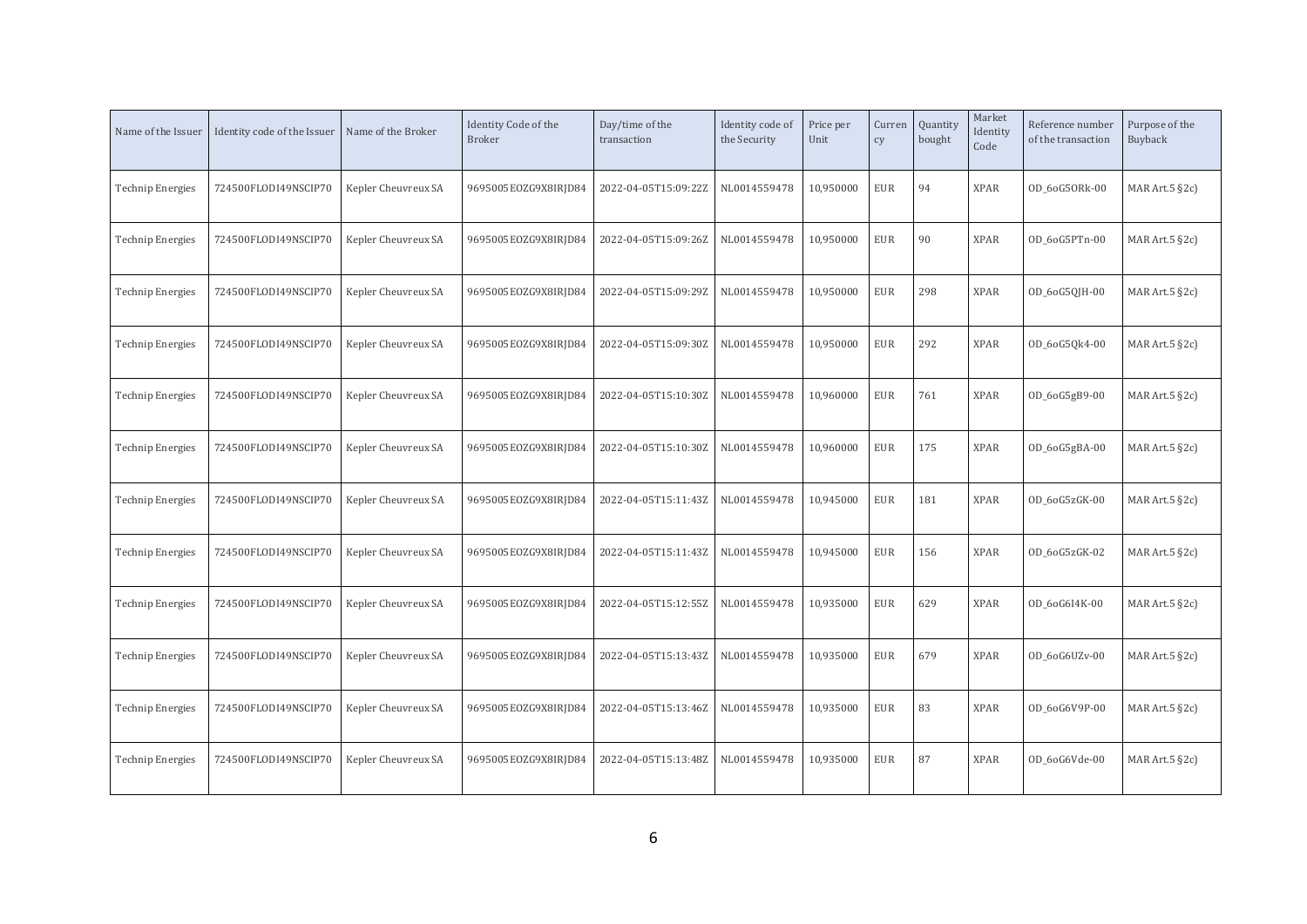| Name of the Issuer | Identity code of the Issuer | Name of the Broker | Identity Code of the Broker | Day/time of the transaction | Identity code of the Security | Price per Unit | Currency | Quantity bought | Market Identity Code | Reference number of the transaction | Purpose of the Buyback |
|---|---|---|---|---|---|---|---|---|---|---|---|
| Technip Energies | 724500FLODI49NSCIP70 | Kepler Cheuvreux SA | 9695005EOZG9X8IRJD84 | 2022-04-05T15:09:22Z | NL0014559478 | 10,950000 | EUR | 94 | XPAR | OD_6oG5ORk-00 | MAR Art.5 §2c) |
| Technip Energies | 724500FLODI49NSCIP70 | Kepler Cheuvreux SA | 9695005EOZG9X8IRJD84 | 2022-04-05T15:09:26Z | NL0014559478 | 10,950000 | EUR | 90 | XPAR | OD_6oG5PTn-00 | MAR Art.5 §2c) |
| Technip Energies | 724500FLODI49NSCIP70 | Kepler Cheuvreux SA | 9695005EOZG9X8IRJD84 | 2022-04-05T15:09:29Z | NL0014559478 | 10,950000 | EUR | 298 | XPAR | OD_6oG5QJH-00 | MAR Art.5 §2c) |
| Technip Energies | 724500FLODI49NSCIP70 | Kepler Cheuvreux SA | 9695005EOZG9X8IRJD84 | 2022-04-05T15:09:30Z | NL0014559478 | 10,950000 | EUR | 292 | XPAR | OD_6oG5Qk4-00 | MAR Art.5 §2c) |
| Technip Energies | 724500FLODI49NSCIP70 | Kepler Cheuvreux SA | 9695005EOZG9X8IRJD84 | 2022-04-05T15:10:30Z | NL0014559478 | 10,960000 | EUR | 761 | XPAR | OD_6oG5gB9-00 | MAR Art.5 §2c) |
| Technip Energies | 724500FLODI49NSCIP70 | Kepler Cheuvreux SA | 9695005EOZG9X8IRJD84 | 2022-04-05T15:10:30Z | NL0014559478 | 10,960000 | EUR | 175 | XPAR | OD_6oG5gBA-00 | MAR Art.5 §2c) |
| Technip Energies | 724500FLODI49NSCIP70 | Kepler Cheuvreux SA | 9695005EOZG9X8IRJD84 | 2022-04-05T15:11:43Z | NL0014559478 | 10,945000 | EUR | 181 | XPAR | OD_6oG5zGK-00 | MAR Art.5 §2c) |
| Technip Energies | 724500FLODI49NSCIP70 | Kepler Cheuvreux SA | 9695005EOZG9X8IRJD84 | 2022-04-05T15:11:43Z | NL0014559478 | 10,945000 | EUR | 156 | XPAR | OD_6oG5zGK-02 | MAR Art.5 §2c) |
| Technip Energies | 724500FLODI49NSCIP70 | Kepler Cheuvreux SA | 9695005EOZG9X8IRJD84 | 2022-04-05T15:12:55Z | NL0014559478 | 10,935000 | EUR | 629 | XPAR | OD_6oG6I4K-00 | MAR Art.5 §2c) |
| Technip Energies | 724500FLODI49NSCIP70 | Kepler Cheuvreux SA | 9695005EOZG9X8IRJD84 | 2022-04-05T15:13:43Z | NL0014559478 | 10,935000 | EUR | 679 | XPAR | OD_6oG6UZv-00 | MAR Art.5 §2c) |
| Technip Energies | 724500FLODI49NSCIP70 | Kepler Cheuvreux SA | 9695005EOZG9X8IRJD84 | 2022-04-05T15:13:46Z | NL0014559478 | 10,935000 | EUR | 83 | XPAR | OD_6oG6V9P-00 | MAR Art.5 §2c) |
| Technip Energies | 724500FLODI49NSCIP70 | Kepler Cheuvreux SA | 9695005EOZG9X8IRJD84 | 2022-04-05T15:13:48Z | NL0014559478 | 10,935000 | EUR | 87 | XPAR | OD_6oG6Vde-00 | MAR Art.5 §2c) |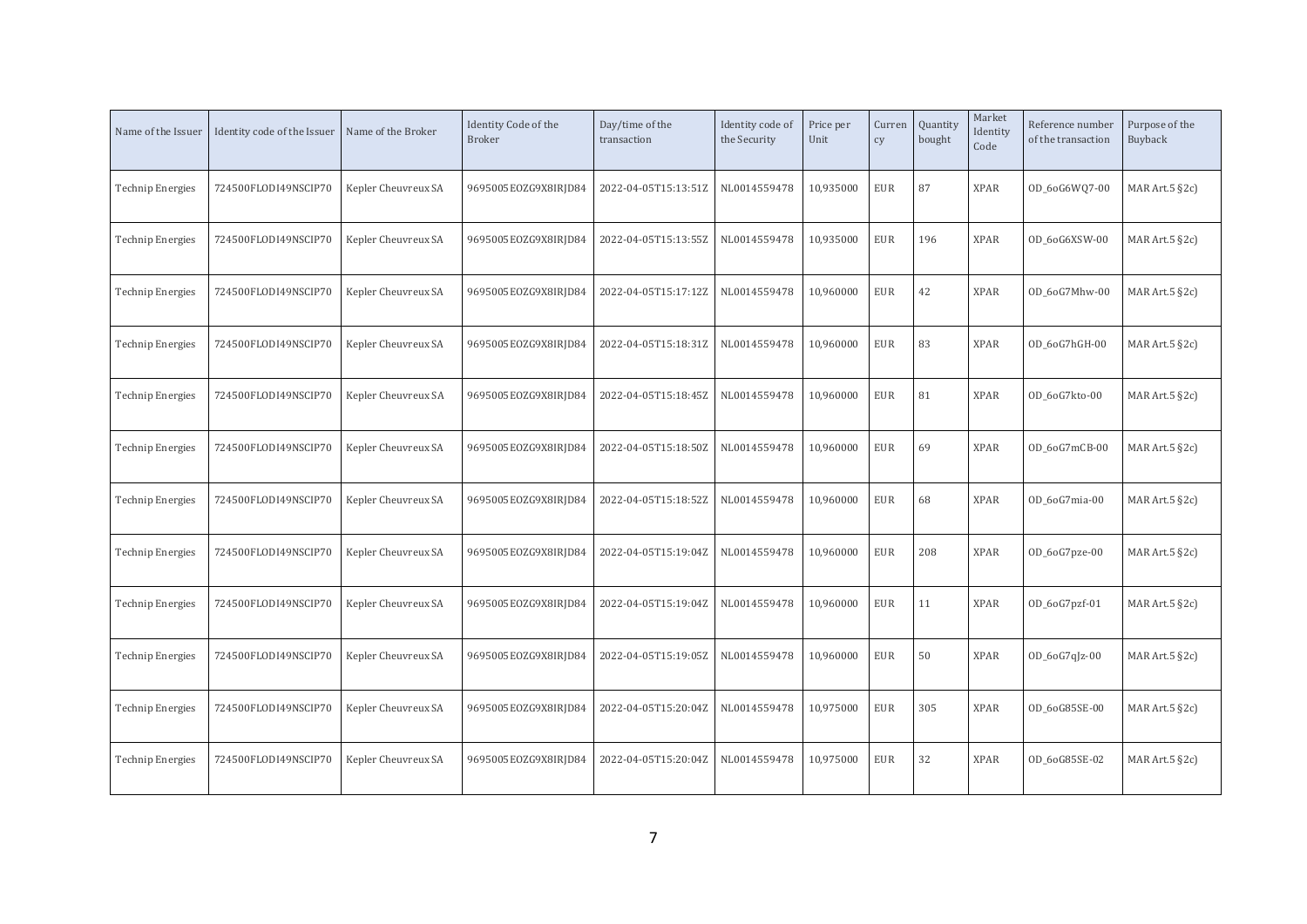| Name of the Issuer | Identity code of the Issuer | Name of the Broker | Identity Code of the Broker | Day/time of the transaction | Identity code of the Security | Price per Unit | Currency | Quantity bought | Market Identity Code | Reference number of the transaction | Purpose of the Buyback |
|---|---|---|---|---|---|---|---|---|---|---|---|
| Technip Energies | 724500FLODI49NSCIP70 | Kepler Cheuvreux SA | 9695005EOZG9X8IRJD84 | 2022-04-05T15:13:51Z | NL0014559478 | 10,935000 | EUR | 87 | XPAR | OD_6oG6WQ7-00 | MAR Art.5 §2c) |
| Technip Energies | 724500FLODI49NSCIP70 | Kepler Cheuvreux SA | 9695005EOZG9X8IRJD84 | 2022-04-05T15:13:55Z | NL0014559478 | 10,935000 | EUR | 196 | XPAR | OD_6oG6XSW-00 | MAR Art.5 §2c) |
| Technip Energies | 724500FLODI49NSCIP70 | Kepler Cheuvreux SA | 9695005EOZG9X8IRJD84 | 2022-04-05T15:17:12Z | NL0014559478 | 10,960000 | EUR | 42 | XPAR | OD_6oG7Mhw-00 | MAR Art.5 §2c) |
| Technip Energies | 724500FLODI49NSCIP70 | Kepler Cheuvreux SA | 9695005EOZG9X8IRJD84 | 2022-04-05T15:18:31Z | NL0014559478 | 10,960000 | EUR | 83 | XPAR | OD_6oG7hGH-00 | MAR Art.5 §2c) |
| Technip Energies | 724500FLODI49NSCIP70 | Kepler Cheuvreux SA | 9695005EOZG9X8IRJD84 | 2022-04-05T15:18:45Z | NL0014559478 | 10,960000 | EUR | 81 | XPAR | OD_6oG7kto-00 | MAR Art.5 §2c) |
| Technip Energies | 724500FLODI49NSCIP70 | Kepler Cheuvreux SA | 9695005EOZG9X8IRJD84 | 2022-04-05T15:18:50Z | NL0014559478 | 10,960000 | EUR | 69 | XPAR | OD_6oG7mCB-00 | MAR Art.5 §2c) |
| Technip Energies | 724500FLODI49NSCIP70 | Kepler Cheuvreux SA | 9695005EOZG9X8IRJD84 | 2022-04-05T15:18:52Z | NL0014559478 | 10,960000 | EUR | 68 | XPAR | OD_6oG7mia-00 | MAR Art.5 §2c) |
| Technip Energies | 724500FLODI49NSCIP70 | Kepler Cheuvreux SA | 9695005EOZG9X8IRJD84 | 2022-04-05T15:19:04Z | NL0014559478 | 10,960000 | EUR | 208 | XPAR | OD_6oG7pze-00 | MAR Art.5 §2c) |
| Technip Energies | 724500FLODI49NSCIP70 | Kepler Cheuvreux SA | 9695005EOZG9X8IRJD84 | 2022-04-05T15:19:04Z | NL0014559478 | 10,960000 | EUR | 11 | XPAR | OD_6oG7pzf-01 | MAR Art.5 §2c) |
| Technip Energies | 724500FLODI49NSCIP70 | Kepler Cheuvreux SA | 9695005EOZG9X8IRJD84 | 2022-04-05T15:19:05Z | NL0014559478 | 10,960000 | EUR | 50 | XPAR | OD_6oG7qJz-00 | MAR Art.5 §2c) |
| Technip Energies | 724500FLODI49NSCIP70 | Kepler Cheuvreux SA | 9695005EOZG9X8IRJD84 | 2022-04-05T15:20:04Z | NL0014559478 | 10,975000 | EUR | 305 | XPAR | OD_6oG85SE-00 | MAR Art.5 §2c) |
| Technip Energies | 724500FLODI49NSCIP70 | Kepler Cheuvreux SA | 9695005EOZG9X8IRJD84 | 2022-04-05T15:20:04Z | NL0014559478 | 10,975000 | EUR | 32 | XPAR | OD_6oG85SE-02 | MAR Art.5 §2c) |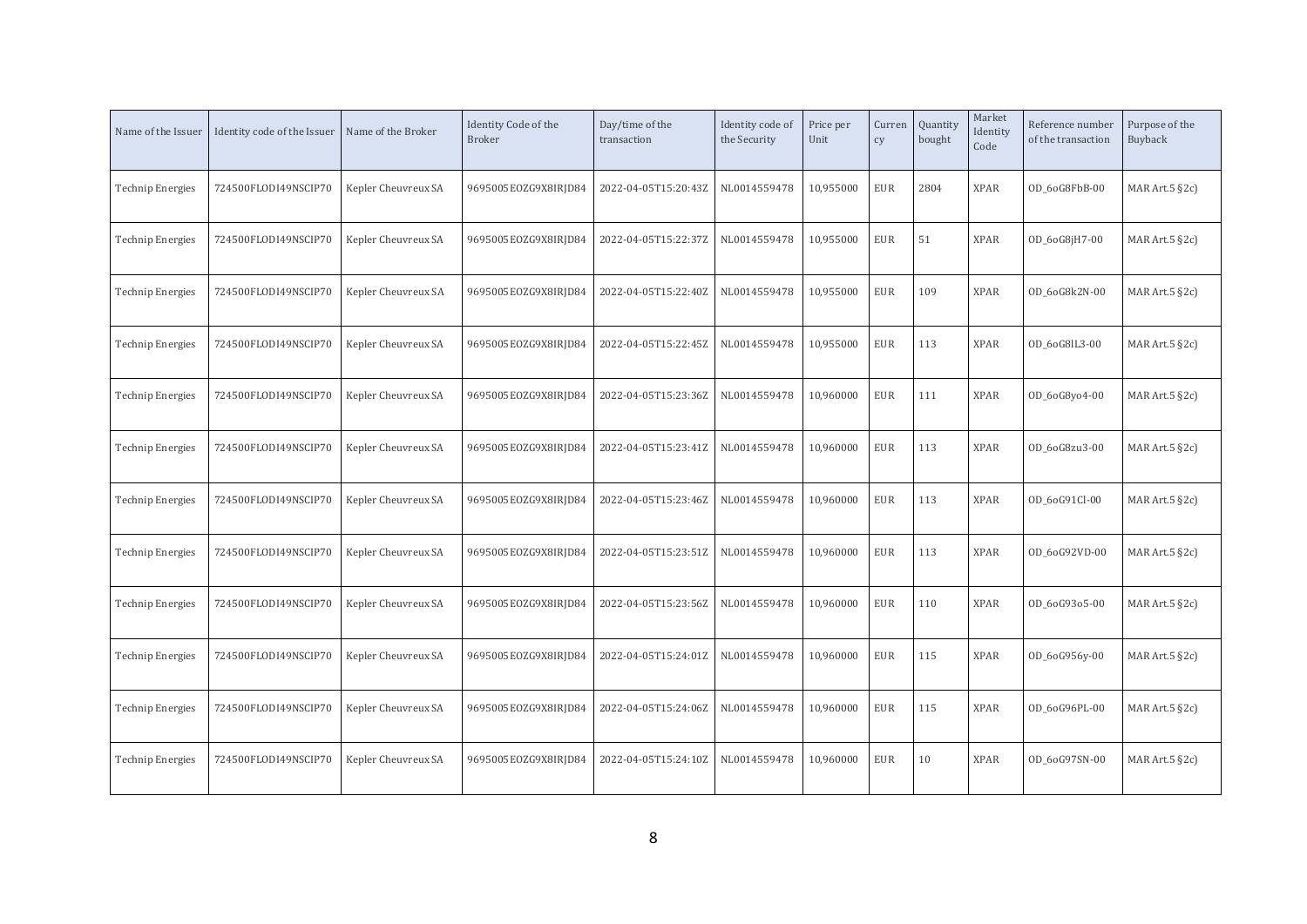| Name of the Issuer | Identity code of the Issuer | Name of the Broker | Identity Code of the Broker | Day/time of the transaction | Identity code of the Security | Price per Unit | Currency | Quantity bought | Market Identity Code | Reference number of the transaction | Purpose of the Buyback |
|---|---|---|---|---|---|---|---|---|---|---|---|
| Technip Energies | 724500FLODI49NSCIP70 | Kepler Cheuvreux SA | 9695005EOZG9X8IRJD84 | 2022-04-05T15:20:43Z | NL0014559478 | 10,955000 | EUR | 2804 | XPAR | OD_6oG8FbB-00 | MAR Art.5 §2c) |
| Technip Energies | 724500FLODI49NSCIP70 | Kepler Cheuvreux SA | 9695005EOZG9X8IRJD84 | 2022-04-05T15:22:37Z | NL0014559478 | 10,955000 | EUR | 51 | XPAR | OD_6oG8jH7-00 | MAR Art.5 §2c) |
| Technip Energies | 724500FLODI49NSCIP70 | Kepler Cheuvreux SA | 9695005EOZG9X8IRJD84 | 2022-04-05T15:22:40Z | NL0014559478 | 10,955000 | EUR | 109 | XPAR | OD_6oG8k2N-00 | MAR Art.5 §2c) |
| Technip Energies | 724500FLODI49NSCIP70 | Kepler Cheuvreux SA | 9695005EOZG9X8IRJD84 | 2022-04-05T15:22:45Z | NL0014559478 | 10,955000 | EUR | 113 | XPAR | OD_6oG8lL3-00 | MAR Art.5 §2c) |
| Technip Energies | 724500FLODI49NSCIP70 | Kepler Cheuvreux SA | 9695005EOZG9X8IRJD84 | 2022-04-05T15:23:36Z | NL0014559478 | 10,960000 | EUR | 111 | XPAR | OD_6oG8yo4-00 | MAR Art.5 §2c) |
| Technip Energies | 724500FLODI49NSCIP70 | Kepler Cheuvreux SA | 9695005EOZG9X8IRJD84 | 2022-04-05T15:23:41Z | NL0014559478 | 10,960000 | EUR | 113 | XPAR | OD_6oG8zu3-00 | MAR Art.5 §2c) |
| Technip Energies | 724500FLODI49NSCIP70 | Kepler Cheuvreux SA | 9695005EOZG9X8IRJD84 | 2022-04-05T15:23:46Z | NL0014559478 | 10,960000 | EUR | 113 | XPAR | OD_6oG91Cl-00 | MAR Art.5 §2c) |
| Technip Energies | 724500FLODI49NSCIP70 | Kepler Cheuvreux SA | 9695005EOZG9X8IRJD84 | 2022-04-05T15:23:51Z | NL0014559478 | 10,960000 | EUR | 113 | XPAR | OD_6oG92VD-00 | MAR Art.5 §2c) |
| Technip Energies | 724500FLODI49NSCIP70 | Kepler Cheuvreux SA | 9695005EOZG9X8IRJD84 | 2022-04-05T15:23:56Z | NL0014559478 | 10,960000 | EUR | 110 | XPAR | OD_6oG93o5-00 | MAR Art.5 §2c) |
| Technip Energies | 724500FLODI49NSCIP70 | Kepler Cheuvreux SA | 9695005EOZG9X8IRJD84 | 2022-04-05T15:24:01Z | NL0014559478 | 10,960000 | EUR | 115 | XPAR | OD_6oG956y-00 | MAR Art.5 §2c) |
| Technip Energies | 724500FLODI49NSCIP70 | Kepler Cheuvreux SA | 9695005EOZG9X8IRJD84 | 2022-04-05T15:24:06Z | NL0014559478 | 10,960000 | EUR | 115 | XPAR | OD_6oG96PL-00 | MAR Art.5 §2c) |
| Technip Energies | 724500FLODI49NSCIP70 | Kepler Cheuvreux SA | 9695005EOZG9X8IRJD84 | 2022-04-05T15:24:10Z | NL0014559478 | 10,960000 | EUR | 10 | XPAR | OD_6oG97SN-00 | MAR Art.5 §2c) |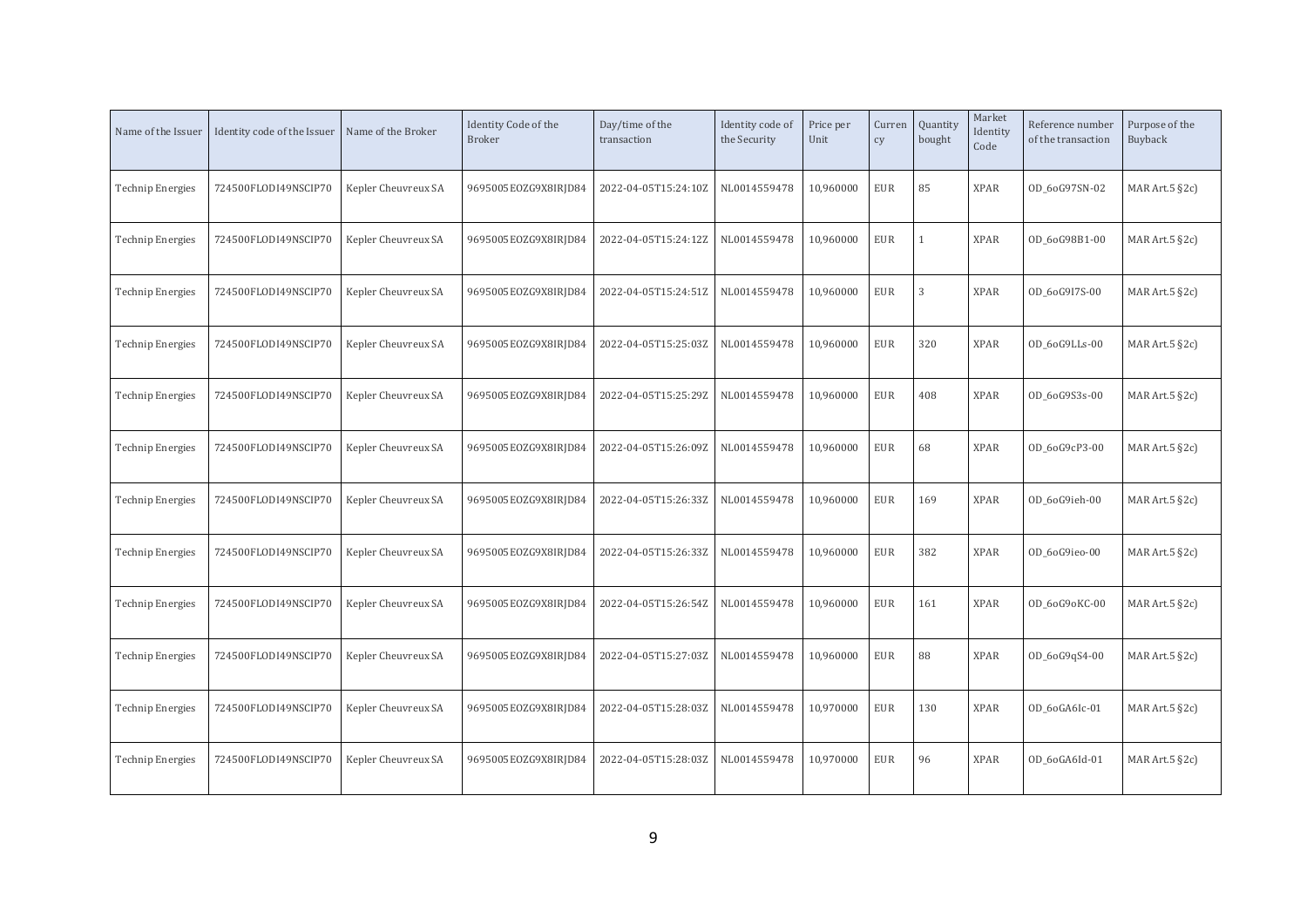| Name of the Issuer | Identity code of the Issuer | Name of the Broker | Identity Code of the Broker | Day/time of the transaction | Identity code of the Security | Price per Unit | Currency | Quantity bought | Market Identity Code | Reference number of the transaction | Purpose of the Buyback |
|---|---|---|---|---|---|---|---|---|---|---|---|
| Technip Energies | 724500FLODI49NSCIP70 | Kepler Cheuvreux SA | 9695005EOZG9X8IRJD84 | 2022-04-05T15:24:10Z | NL0014559478 | 10,960000 | EUR | 85 | XPAR | OD_6oG97SN-02 | MAR Art.5 §2c) |
| Technip Energies | 724500FLODI49NSCIP70 | Kepler Cheuvreux SA | 9695005EOZG9X8IRJD84 | 2022-04-05T15:24:12Z | NL0014559478 | 10,960000 | EUR | 1 | XPAR | OD_6oG98B1-00 | MAR Art.5 §2c) |
| Technip Energies | 724500FLODI49NSCIP70 | Kepler Cheuvreux SA | 9695005EOZG9X8IRJD84 | 2022-04-05T15:24:51Z | NL0014559478 | 10,960000 | EUR | 3 | XPAR | OD_6oG9I7S-00 | MAR Art.5 §2c) |
| Technip Energies | 724500FLODI49NSCIP70 | Kepler Cheuvreux SA | 9695005EOZG9X8IRJD84 | 2022-04-05T15:25:03Z | NL0014559478 | 10,960000 | EUR | 320 | XPAR | OD_6oG9LLs-00 | MAR Art.5 §2c) |
| Technip Energies | 724500FLODI49NSCIP70 | Kepler Cheuvreux SA | 9695005EOZG9X8IRJD84 | 2022-04-05T15:25:29Z | NL0014559478 | 10,960000 | EUR | 408 | XPAR | OD_6oG9S3s-00 | MAR Art.5 §2c) |
| Technip Energies | 724500FLODI49NSCIP70 | Kepler Cheuvreux SA | 9695005EOZG9X8IRJD84 | 2022-04-05T15:26:09Z | NL0014559478 | 10,960000 | EUR | 68 | XPAR | OD_6oG9cP3-00 | MAR Art.5 §2c) |
| Technip Energies | 724500FLODI49NSCIP70 | Kepler Cheuvreux SA | 9695005EOZG9X8IRJD84 | 2022-04-05T15:26:33Z | NL0014559478 | 10,960000 | EUR | 169 | XPAR | OD_6oG9ieh-00 | MAR Art.5 §2c) |
| Technip Energies | 724500FLODI49NSCIP70 | Kepler Cheuvreux SA | 9695005EOZG9X8IRJD84 | 2022-04-05T15:26:33Z | NL0014559478 | 10,960000 | EUR | 382 | XPAR | OD_6oG9ieo-00 | MAR Art.5 §2c) |
| Technip Energies | 724500FLODI49NSCIP70 | Kepler Cheuvreux SA | 9695005EOZG9X8IRJD84 | 2022-04-05T15:26:54Z | NL0014559478 | 10,960000 | EUR | 161 | XPAR | OD_6oG9oKC-00 | MAR Art.5 §2c) |
| Technip Energies | 724500FLODI49NSCIP70 | Kepler Cheuvreux SA | 9695005EOZG9X8IRJD84 | 2022-04-05T15:27:03Z | NL0014559478 | 10,960000 | EUR | 88 | XPAR | OD_6oG9qS4-00 | MAR Art.5 §2c) |
| Technip Energies | 724500FLODI49NSCIP70 | Kepler Cheuvreux SA | 9695005EOZG9X8IRJD84 | 2022-04-05T15:28:03Z | NL0014559478 | 10,970000 | EUR | 130 | XPAR | OD_6oGA6Ic-01 | MAR Art.5 §2c) |
| Technip Energies | 724500FLODI49NSCIP70 | Kepler Cheuvreux SA | 9695005EOZG9X8IRJD84 | 2022-04-05T15:28:03Z | NL0014559478 | 10,970000 | EUR | 96 | XPAR | OD_6oGA6Id-01 | MAR Art.5 §2c) |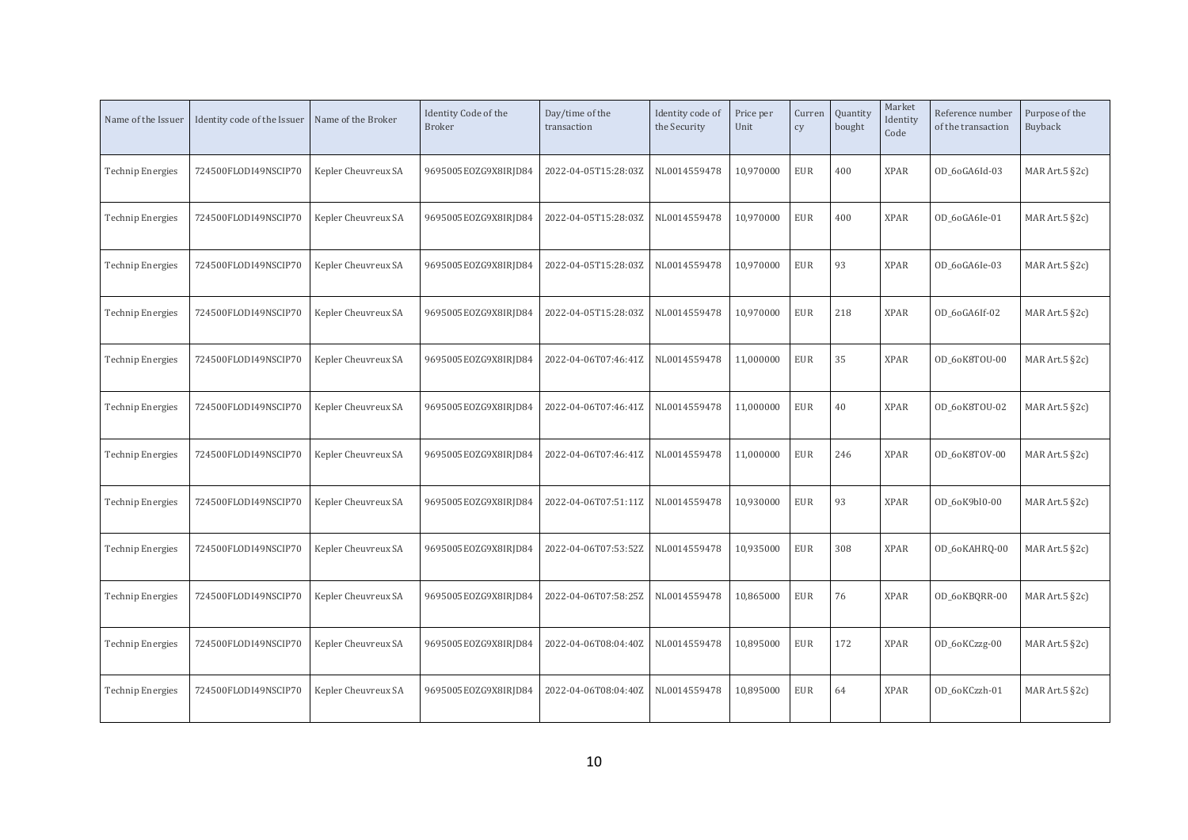| Name of the Issuer | Identity code of the Issuer | Name of the Broker | Identity Code of the Broker | Day/time of the transaction | Identity code of the Security | Price per Unit | Currency | Quantity bought | Market Identity Code | Reference number of the transaction | Purpose of the Buyback |
|---|---|---|---|---|---|---|---|---|---|---|---|
| Technip Energies | 724500FLODI49NSCIP70 | Kepler Cheuvreux SA | 9695005EOZG9X8IRJD84 | 2022-04-05T15:28:03Z | NL0014559478 | 10,970000 | EUR | 400 | XPAR | OD_6oGA6Id-03 | MAR Art.5 §2c) |
| Technip Energies | 724500FLODI49NSCIP70 | Kepler Cheuvreux SA | 9695005EOZG9X8IRJD84 | 2022-04-05T15:28:03Z | NL0014559478 | 10,970000 | EUR | 400 | XPAR | OD_6oGA6Ie-01 | MAR Art.5 §2c) |
| Technip Energies | 724500FLODI49NSCIP70 | Kepler Cheuvreux SA | 9695005EOZG9X8IRJD84 | 2022-04-05T15:28:03Z | NL0014559478 | 10,970000 | EUR | 93 | XPAR | OD_6oGA6Ie-03 | MAR Art.5 §2c) |
| Technip Energies | 724500FLODI49NSCIP70 | Kepler Cheuvreux SA | 9695005EOZG9X8IRJD84 | 2022-04-05T15:28:03Z | NL0014559478 | 10,970000 | EUR | 218 | XPAR | OD_6oGA6If-02 | MAR Art.5 §2c) |
| Technip Energies | 724500FLODI49NSCIP70 | Kepler Cheuvreux SA | 9695005EOZG9X8IRJD84 | 2022-04-06T07:46:41Z | NL0014559478 | 11,000000 | EUR | 35 | XPAR | OD_6oK8TOU-00 | MAR Art.5 §2c) |
| Technip Energies | 724500FLODI49NSCIP70 | Kepler Cheuvreux SA | 9695005EOZG9X8IRJD84 | 2022-04-06T07:46:41Z | NL0014559478 | 11,000000 | EUR | 40 | XPAR | OD_6oK8TOU-02 | MAR Art.5 §2c) |
| Technip Energies | 724500FLODI49NSCIP70 | Kepler Cheuvreux SA | 9695005EOZG9X8IRJD84 | 2022-04-06T07:46:41Z | NL0014559478 | 11,000000 | EUR | 246 | XPAR | OD_6oK8TOV-00 | MAR Art.5 §2c) |
| Technip Energies | 724500FLODI49NSCIP70 | Kepler Cheuvreux SA | 9695005EOZG9X8IRJD84 | 2022-04-06T07:51:11Z | NL0014559478 | 10,930000 | EUR | 93 | XPAR | OD_6oK9bl0-00 | MAR Art.5 §2c) |
| Technip Energies | 724500FLODI49NSCIP70 | Kepler Cheuvreux SA | 9695005EOZG9X8IRJD84 | 2022-04-06T07:53:52Z | NL0014559478 | 10,935000 | EUR | 308 | XPAR | OD_6oKAHRQ-00 | MAR Art.5 §2c) |
| Technip Energies | 724500FLODI49NSCIP70 | Kepler Cheuvreux SA | 9695005EOZG9X8IRJD84 | 2022-04-06T07:58:25Z | NL0014559478 | 10,865000 | EUR | 76 | XPAR | OD_6oKBQRR-00 | MAR Art.5 §2c) |
| Technip Energies | 724500FLODI49NSCIP70 | Kepler Cheuvreux SA | 9695005EOZG9X8IRJD84 | 2022-04-06T08:04:40Z | NL0014559478 | 10,895000 | EUR | 172 | XPAR | OD_6oKCzzg-00 | MAR Art.5 §2c) |
| Technip Energies | 724500FLODI49NSCIP70 | Kepler Cheuvreux SA | 9695005EOZG9X8IRJD84 | 2022-04-06T08:04:40Z | NL0014559478 | 10,895000 | EUR | 64 | XPAR | OD_6oKCzzh-01 | MAR Art.5 §2c) |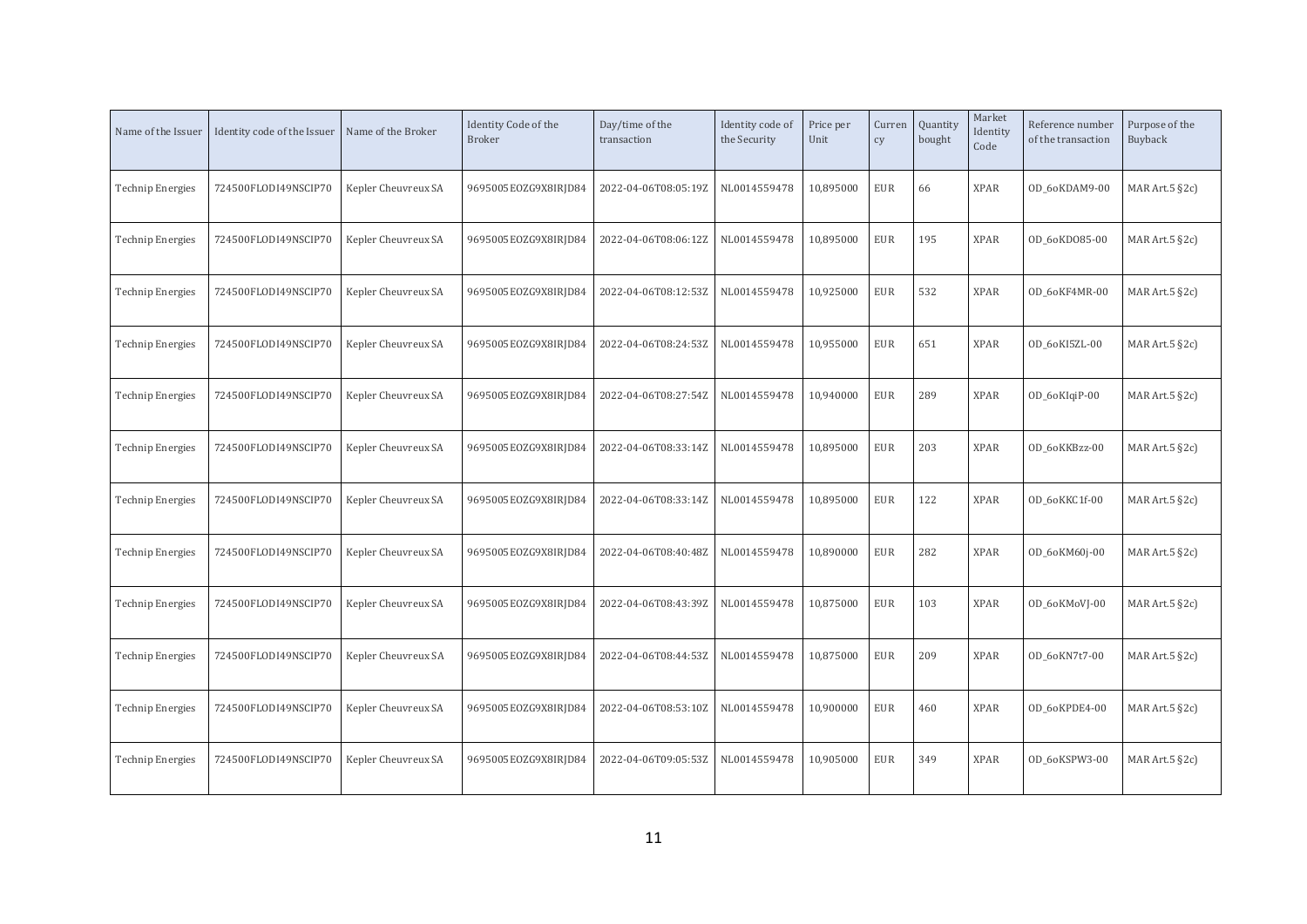| Name of the Issuer | Identity code of the Issuer | Name of the Broker | Identity Code of the Broker | Day/time of the transaction | Identity code of the Security | Price per Unit | Currency | Quantity bought | Market Identity Code | Reference number of the transaction | Purpose of the Buyback |
|---|---|---|---|---|---|---|---|---|---|---|---|
| Technip Energies | 724500FLODI49NSCIP70 | Kepler Cheuvreux SA | 9695005EOZG9X8IRJD84 | 2022-04-06T08:05:19Z | NL0014559478 | 10,895000 | EUR | 66 | XPAR | OD_6oKDAM9-00 | MAR Art.5 §2c) |
| Technip Energies | 724500FLODI49NSCIP70 | Kepler Cheuvreux SA | 9695005EOZG9X8IRJD84 | 2022-04-06T08:06:12Z | NL0014559478 | 10,895000 | EUR | 195 | XPAR | OD_6oKDO85-00 | MAR Art.5 §2c) |
| Technip Energies | 724500FLODI49NSCIP70 | Kepler Cheuvreux SA | 9695005EOZG9X8IRJD84 | 2022-04-06T08:12:53Z | NL0014559478 | 10,925000 | EUR | 532 | XPAR | OD_6oKF4MR-00 | MAR Art.5 §2c) |
| Technip Energies | 724500FLODI49NSCIP70 | Kepler Cheuvreux SA | 9695005EOZG9X8IRJD84 | 2022-04-06T08:24:53Z | NL0014559478 | 10,955000 | EUR | 651 | XPAR | OD_6oKI5ZL-00 | MAR Art.5 §2c) |
| Technip Energies | 724500FLODI49NSCIP70 | Kepler Cheuvreux SA | 9695005EOZG9X8IRJD84 | 2022-04-06T08:27:54Z | NL0014559478 | 10,940000 | EUR | 289 | XPAR | OD_6oKIqiP-00 | MAR Art.5 §2c) |
| Technip Energies | 724500FLODI49NSCIP70 | Kepler Cheuvreux SA | 9695005EOZG9X8IRJD84 | 2022-04-06T08:33:14Z | NL0014559478 | 10,895000 | EUR | 203 | XPAR | OD_6oKKBzz-00 | MAR Art.5 §2c) |
| Technip Energies | 724500FLODI49NSCIP70 | Kepler Cheuvreux SA | 9695005EOZG9X8IRJD84 | 2022-04-06T08:33:14Z | NL0014559478 | 10,895000 | EUR | 122 | XPAR | OD_6oKKC1f-00 | MAR Art.5 §2c) |
| Technip Energies | 724500FLODI49NSCIP70 | Kepler Cheuvreux SA | 9695005EOZG9X8IRJD84 | 2022-04-06T08:40:48Z | NL0014559478 | 10,890000 | EUR | 282 | XPAR | OD_6oKM60j-00 | MAR Art.5 §2c) |
| Technip Energies | 724500FLODI49NSCIP70 | Kepler Cheuvreux SA | 9695005EOZG9X8IRJD84 | 2022-04-06T08:43:39Z | NL0014559478 | 10,875000 | EUR | 103 | XPAR | OD_6oKMoVJ-00 | MAR Art.5 §2c) |
| Technip Energies | 724500FLODI49NSCIP70 | Kepler Cheuvreux SA | 9695005EOZG9X8IRJD84 | 2022-04-06T08:44:53Z | NL0014559478 | 10,875000 | EUR | 209 | XPAR | OD_6oKN7t7-00 | MAR Art.5 §2c) |
| Technip Energies | 724500FLODI49NSCIP70 | Kepler Cheuvreux SA | 9695005EOZG9X8IRJD84 | 2022-04-06T08:53:10Z | NL0014559478 | 10,900000 | EUR | 460 | XPAR | OD_6oKPDE4-00 | MAR Art.5 §2c) |
| Technip Energies | 724500FLODI49NSCIP70 | Kepler Cheuvreux SA | 9695005EOZG9X8IRJD84 | 2022-04-06T09:05:53Z | NL0014559478 | 10,905000 | EUR | 349 | XPAR | OD_6oKSPW3-00 | MAR Art.5 §2c) |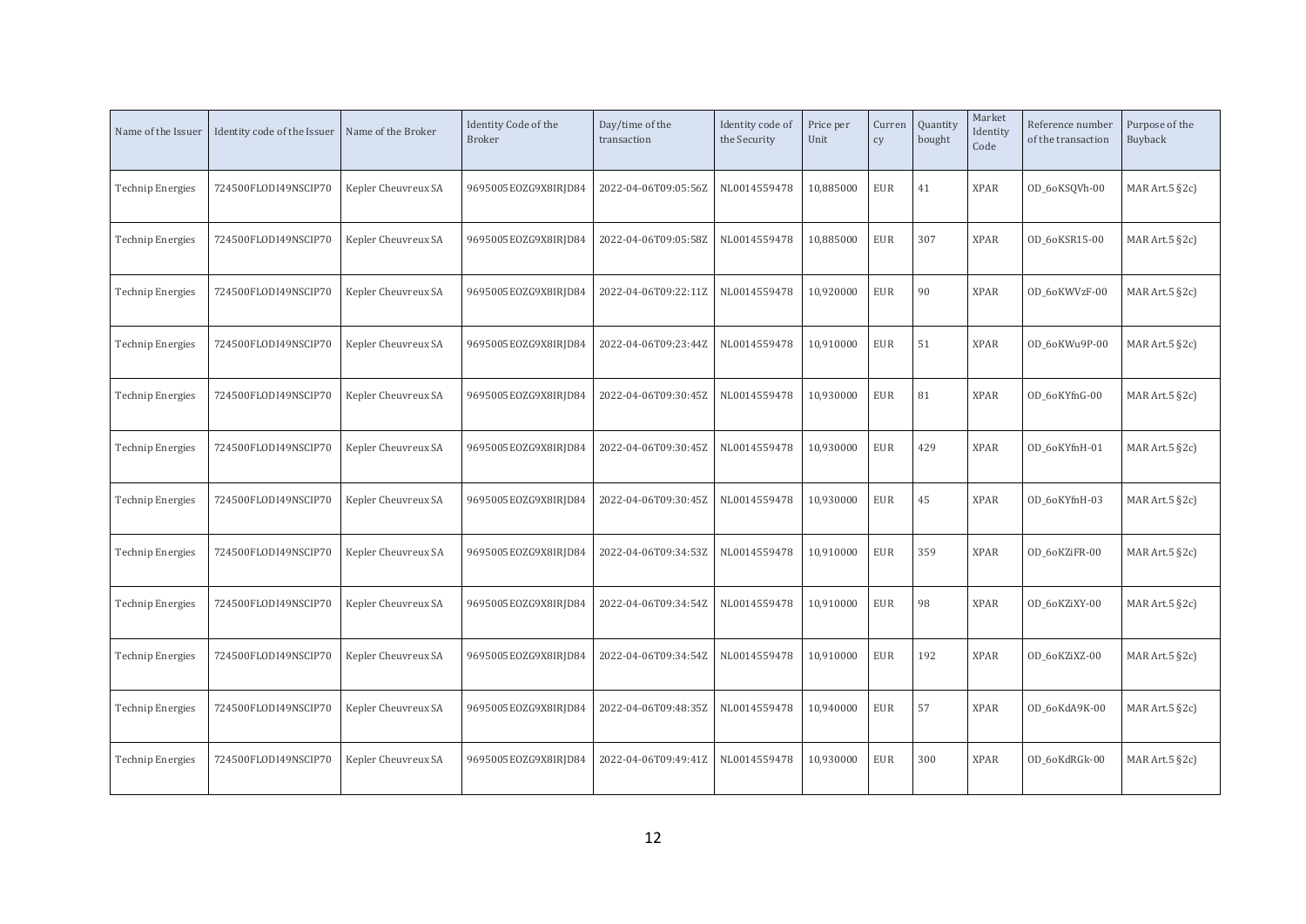| Name of the Issuer | Identity code of the Issuer | Name of the Broker | Identity Code of the Broker | Day/time of the transaction | Identity code of the Security | Price per Unit | Currency | Quantity bought | Market Identity Code | Reference number of the transaction | Purpose of the Buyback |
|---|---|---|---|---|---|---|---|---|---|---|---|
| Technip Energies | 724500FLODI49NSCIP70 | Kepler Cheuvreux SA | 9695005EOZG9X8IRJD84 | 2022-04-06T09:05:56Z | NL0014559478 | 10,885000 | EUR | 41 | XPAR | OD_6oKSQVh-00 | MAR Art.5 §2c) |
| Technip Energies | 724500FLODI49NSCIP70 | Kepler Cheuvreux SA | 9695005EOZG9X8IRJD84 | 2022-04-06T09:05:58Z | NL0014559478 | 10,885000 | EUR | 307 | XPAR | OD_6oKSR15-00 | MAR Art.5 §2c) |
| Technip Energies | 724500FLODI49NSCIP70 | Kepler Cheuvreux SA | 9695005EOZG9X8IRJD84 | 2022-04-06T09:22:11Z | NL0014559478 | 10,920000 | EUR | 90 | XPAR | OD_6oKWVzF-00 | MAR Art.5 §2c) |
| Technip Energies | 724500FLODI49NSCIP70 | Kepler Cheuvreux SA | 9695005EOZG9X8IRJD84 | 2022-04-06T09:23:44Z | NL0014559478 | 10,910000 | EUR | 51 | XPAR | OD_6oKWu9P-00 | MAR Art.5 §2c) |
| Technip Energies | 724500FLODI49NSCIP70 | Kepler Cheuvreux SA | 9695005EOZG9X8IRJD84 | 2022-04-06T09:30:45Z | NL0014559478 | 10,930000 | EUR | 81 | XPAR | OD_6oKYfnG-00 | MAR Art.5 §2c) |
| Technip Energies | 724500FLODI49NSCIP70 | Kepler Cheuvreux SA | 9695005EOZG9X8IRJD84 | 2022-04-06T09:30:45Z | NL0014559478 | 10,930000 | EUR | 429 | XPAR | OD_6oKYfnH-01 | MAR Art.5 §2c) |
| Technip Energies | 724500FLODI49NSCIP70 | Kepler Cheuvreux SA | 9695005EOZG9X8IRJD84 | 2022-04-06T09:30:45Z | NL0014559478 | 10,930000 | EUR | 45 | XPAR | OD_6oKYfnH-03 | MAR Art.5 §2c) |
| Technip Energies | 724500FLODI49NSCIP70 | Kepler Cheuvreux SA | 9695005EOZG9X8IRJD84 | 2022-04-06T09:34:53Z | NL0014559478 | 10,910000 | EUR | 359 | XPAR | OD_6oKZiFR-00 | MAR Art.5 §2c) |
| Technip Energies | 724500FLODI49NSCIP70 | Kepler Cheuvreux SA | 9695005EOZG9X8IRJD84 | 2022-04-06T09:34:54Z | NL0014559478 | 10,910000 | EUR | 98 | XPAR | OD_6oKZiXY-00 | MAR Art.5 §2c) |
| Technip Energies | 724500FLODI49NSCIP70 | Kepler Cheuvreux SA | 9695005EOZG9X8IRJD84 | 2022-04-06T09:34:54Z | NL0014559478 | 10,910000 | EUR | 192 | XPAR | OD_6oKZiXZ-00 | MAR Art.5 §2c) |
| Technip Energies | 724500FLODI49NSCIP70 | Kepler Cheuvreux SA | 9695005EOZG9X8IRJD84 | 2022-04-06T09:48:35Z | NL0014559478 | 10,940000 | EUR | 57 | XPAR | OD_6oKdA9K-00 | MAR Art.5 §2c) |
| Technip Energies | 724500FLODI49NSCIP70 | Kepler Cheuvreux SA | 9695005EOZG9X8IRJD84 | 2022-04-06T09:49:41Z | NL0014559478 | 10,930000 | EUR | 300 | XPAR | OD_6oKdRGk-00 | MAR Art.5 §2c) |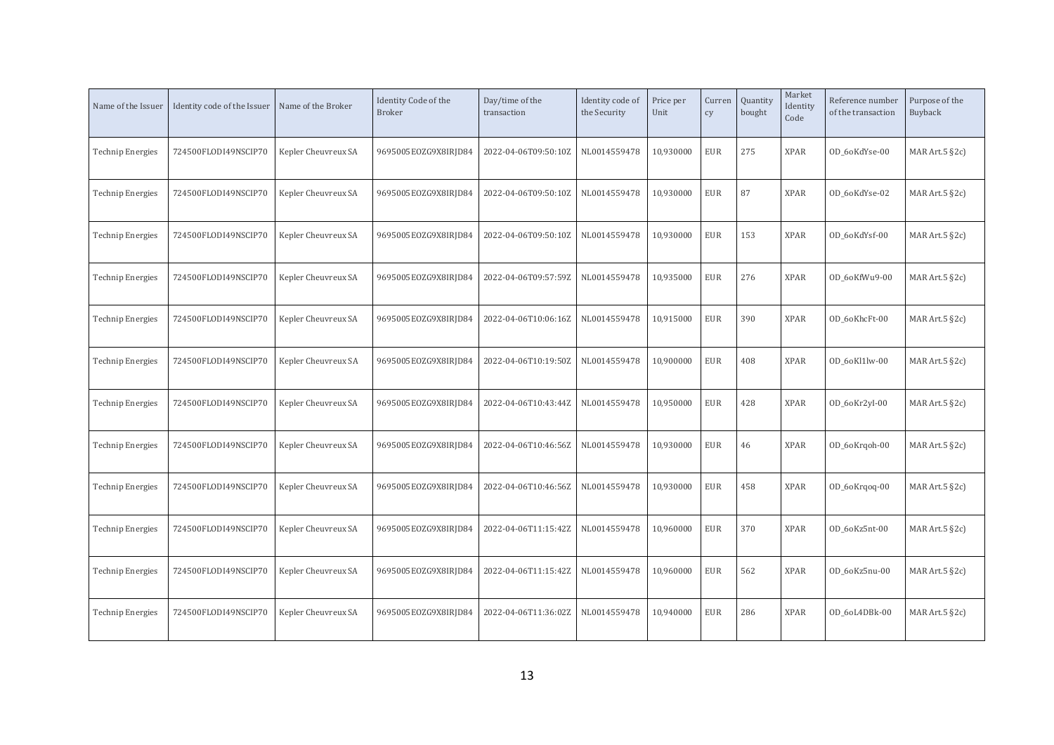| Name of the Issuer | Identity code of the Issuer | Name of the Broker | Identity Code of the Broker | Day/time of the transaction | Identity code of the Security | Price per Unit | Currency | Quantity bought | Market Identity Code | Reference number of the transaction | Purpose of the Buyback |
|---|---|---|---|---|---|---|---|---|---|---|---|
| Technip Energies | 724500FLODI49NSCIP70 | Kepler Cheuvreux SA | 9695005EOZG9X8IRJD84 | 2022-04-06T09:50:10Z | NL0014559478 | 10,930000 | EUR | 275 | XPAR | OD_6oKdYse-00 | MAR Art.5 §2c) |
| Technip Energies | 724500FLODI49NSCIP70 | Kepler Cheuvreux SA | 9695005EOZG9X8IRJD84 | 2022-04-06T09:50:10Z | NL0014559478 | 10,930000 | EUR | 87 | XPAR | OD_6oKdYse-02 | MAR Art.5 §2c) |
| Technip Energies | 724500FLODI49NSCIP70 | Kepler Cheuvreux SA | 9695005EOZG9X8IRJD84 | 2022-04-06T09:50:10Z | NL0014559478 | 10,930000 | EUR | 153 | XPAR | OD_6oKdYsf-00 | MAR Art.5 §2c) |
| Technip Energies | 724500FLODI49NSCIP70 | Kepler Cheuvreux SA | 9695005EOZG9X8IRJD84 | 2022-04-06T09:57:59Z | NL0014559478 | 10,935000 | EUR | 276 | XPAR | OD_6oKfWu9-00 | MAR Art.5 §2c) |
| Technip Energies | 724500FLODI49NSCIP70 | Kepler Cheuvreux SA | 9695005EOZG9X8IRJD84 | 2022-04-06T10:06:16Z | NL0014559478 | 10,915000 | EUR | 390 | XPAR | OD_6oKhcFt-00 | MAR Art.5 §2c) |
| Technip Energies | 724500FLODI49NSCIP70 | Kepler Cheuvreux SA | 9695005EOZG9X8IRJD84 | 2022-04-06T10:19:50Z | NL0014559478 | 10,900000 | EUR | 408 | XPAR | OD_6oKl1lw-00 | MAR Art.5 §2c) |
| Technip Energies | 724500FLODI49NSCIP70 | Kepler Cheuvreux SA | 9695005EOZG9X8IRJD84 | 2022-04-06T10:43:44Z | NL0014559478 | 10,950000 | EUR | 428 | XPAR | OD_6oKr2yI-00 | MAR Art.5 §2c) |
| Technip Energies | 724500FLODI49NSCIP70 | Kepler Cheuvreux SA | 9695005EOZG9X8IRJD84 | 2022-04-06T10:46:56Z | NL0014559478 | 10,930000 | EUR | 46 | XPAR | OD_6oKrqoh-00 | MAR Art.5 §2c) |
| Technip Energies | 724500FLODI49NSCIP70 | Kepler Cheuvreux SA | 9695005EOZG9X8IRJD84 | 2022-04-06T10:46:56Z | NL0014559478 | 10,930000 | EUR | 458 | XPAR | OD_6oKrqoq-00 | MAR Art.5 §2c) |
| Technip Energies | 724500FLODI49NSCIP70 | Kepler Cheuvreux SA | 9695005EOZG9X8IRJD84 | 2022-04-06T11:15:42Z | NL0014559478 | 10,960000 | EUR | 370 | XPAR | OD_6oKz5nt-00 | MAR Art.5 §2c) |
| Technip Energies | 724500FLODI49NSCIP70 | Kepler Cheuvreux SA | 9695005EOZG9X8IRJD84 | 2022-04-06T11:15:42Z | NL0014559478 | 10,960000 | EUR | 562 | XPAR | OD_6oKz5nu-00 | MAR Art.5 §2c) |
| Technip Energies | 724500FLODI49NSCIP70 | Kepler Cheuvreux SA | 9695005EOZG9X8IRJD84 | 2022-04-06T11:36:02Z | NL0014559478 | 10,940000 | EUR | 286 | XPAR | OD_6oL4DBk-00 | MAR Art.5 §2c) |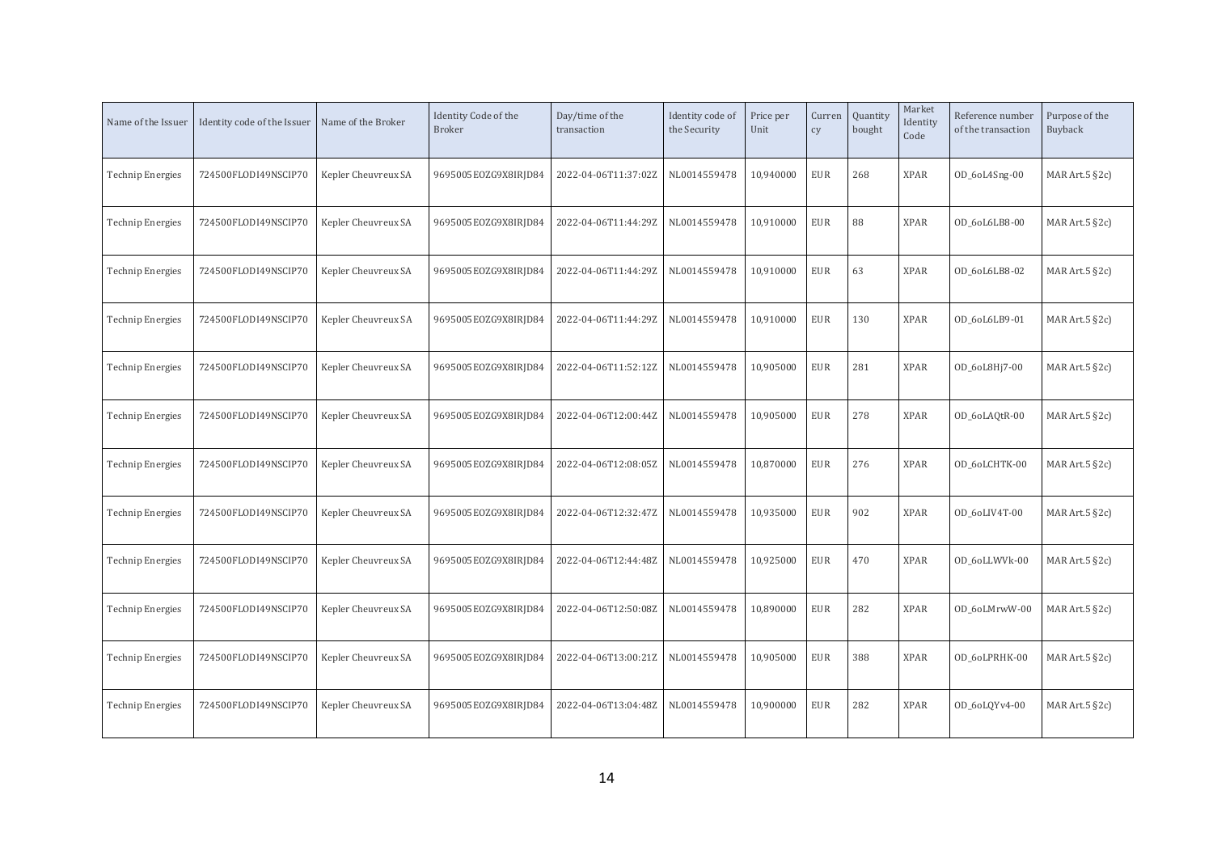| Name of the Issuer | Identity code of the Issuer | Name of the Broker | Identity Code of the Broker | Day/time of the transaction | Identity code of the Security | Price per Unit | Currency | Quantity bought | Market Identity Code | Reference number of the transaction | Purpose of the Buyback |
|---|---|---|---|---|---|---|---|---|---|---|---|
| Technip Energies | 724500FLODI49NSCIP70 | Kepler Cheuvreux SA | 9695005EOZG9X8IRJD84 | 2022-04-06T11:37:02Z | NL0014559478 | 10,940000 | EUR | 268 | XPAR | OD_6oL4Sng-00 | MAR Art.5 §2c) |
| Technip Energies | 724500FLODI49NSCIP70 | Kepler Cheuvreux SA | 9695005EOZG9X8IRJD84 | 2022-04-06T11:44:29Z | NL0014559478 | 10,910000 | EUR | 88 | XPAR | OD_6oL6LB8-00 | MAR Art.5 §2c) |
| Technip Energies | 724500FLODI49NSCIP70 | Kepler Cheuvreux SA | 9695005EOZG9X8IRJD84 | 2022-04-06T11:44:29Z | NL0014559478 | 10,910000 | EUR | 63 | XPAR | OD_6oL6LB8-02 | MAR Art.5 §2c) |
| Technip Energies | 724500FLODI49NSCIP70 | Kepler Cheuvreux SA | 9695005EOZG9X8IRJD84 | 2022-04-06T11:44:29Z | NL0014559478 | 10,910000 | EUR | 130 | XPAR | OD_6oL6LB9-01 | MAR Art.5 §2c) |
| Technip Energies | 724500FLODI49NSCIP70 | Kepler Cheuvreux SA | 9695005EOZG9X8IRJD84 | 2022-04-06T11:52:12Z | NL0014559478 | 10,905000 | EUR | 281 | XPAR | OD_6oL8Hj7-00 | MAR Art.5 §2c) |
| Technip Energies | 724500FLODI49NSCIP70 | Kepler Cheuvreux SA | 9695005EOZG9X8IRJD84 | 2022-04-06T12:00:44Z | NL0014559478 | 10,905000 | EUR | 278 | XPAR | OD_6oLAQtR-00 | MAR Art.5 §2c) |
| Technip Energies | 724500FLODI49NSCIP70 | Kepler Cheuvreux SA | 9695005EOZG9X8IRJD84 | 2022-04-06T12:08:05Z | NL0014559478 | 10,870000 | EUR | 276 | XPAR | OD_6oLCHTK-00 | MAR Art.5 §2c) |
| Technip Energies | 724500FLODI49NSCIP70 | Kepler Cheuvreux SA | 9695005EOZG9X8IRJD84 | 2022-04-06T12:32:47Z | NL0014559478 | 10,935000 | EUR | 902 | XPAR | OD_6oLIV4T-00 | MAR Art.5 §2c) |
| Technip Energies | 724500FLODI49NSCIP70 | Kepler Cheuvreux SA | 9695005EOZG9X8IRJD84 | 2022-04-06T12:44:48Z | NL0014559478 | 10,925000 | EUR | 470 | XPAR | OD_6oLLWVk-00 | MAR Art.5 §2c) |
| Technip Energies | 724500FLODI49NSCIP70 | Kepler Cheuvreux SA | 9695005EOZG9X8IRJD84 | 2022-04-06T12:50:08Z | NL0014559478 | 10,890000 | EUR | 282 | XPAR | OD_6oLMrwW-00 | MAR Art.5 §2c) |
| Technip Energies | 724500FLODI49NSCIP70 | Kepler Cheuvreux SA | 9695005EOZG9X8IRJD84 | 2022-04-06T13:00:21Z | NL0014559478 | 10,905000 | EUR | 388 | XPAR | OD_6oLPRHK-00 | MAR Art.5 §2c) |
| Technip Energies | 724500FLODI49NSCIP70 | Kepler Cheuvreux SA | 9695005EOZG9X8IRJD84 | 2022-04-06T13:04:48Z | NL0014559478 | 10,900000 | EUR | 282 | XPAR | OD_6oLQYv4-00 | MAR Art.5 §2c) |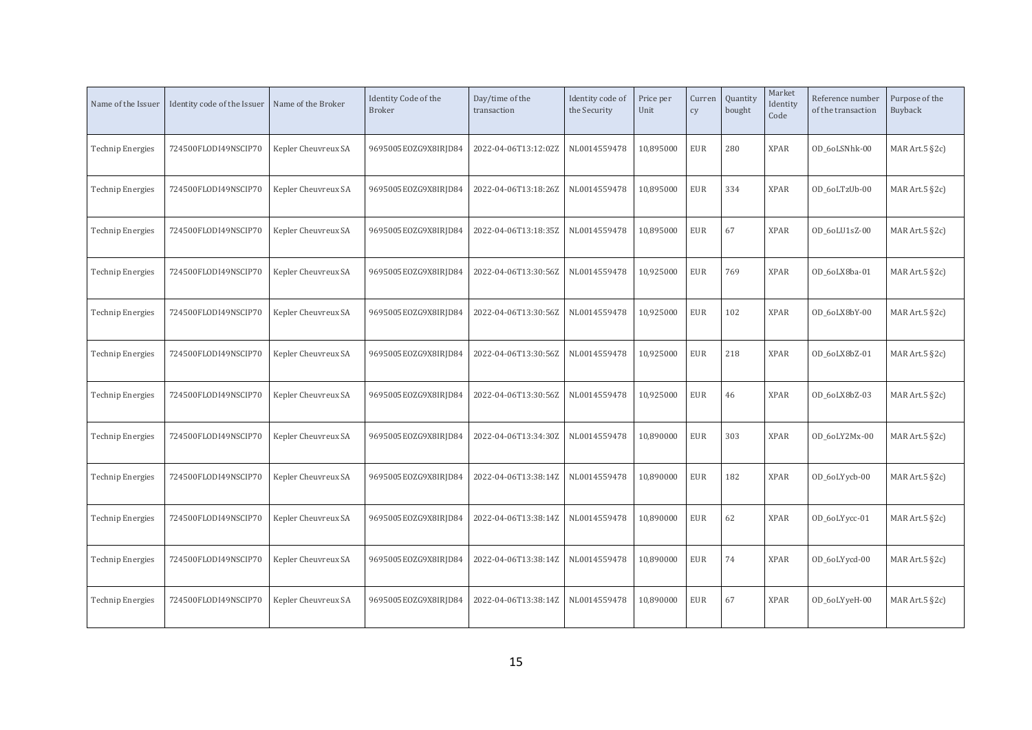| Name of the Issuer | Identity code of the Issuer | Name of the Broker | Identity Code of the Broker | Day/time of the transaction | Identity code of the Security | Price per Unit | Currency | Quantity bought | Market Identity Code | Reference number of the transaction | Purpose of the Buyback |
|---|---|---|---|---|---|---|---|---|---|---|---|
| Technip Energies | 724500FLODI49NSCIP70 | Kepler Cheuvreux SA | 9695005EOZG9X8IRJD84 | 2022-04-06T13:12:02Z | NL0014559478 | 10,895000 | EUR | 280 | XPAR | OD_6oLSNhk-00 | MAR Art.5 §2c) |
| Technip Energies | 724500FLODI49NSCIP70 | Kepler Cheuvreux SA | 9695005EOZG9X8IRJD84 | 2022-04-06T13:18:26Z | NL0014559478 | 10,895000 | EUR | 334 | XPAR | OD_6oLTzUb-00 | MAR Art.5 §2c) |
| Technip Energies | 724500FLODI49NSCIP70 | Kepler Cheuvreux SA | 9695005EOZG9X8IRJD84 | 2022-04-06T13:18:35Z | NL0014559478 | 10,895000 | EUR | 67 | XPAR | OD_6oLU1sZ-00 | MAR Art.5 §2c) |
| Technip Energies | 724500FLODI49NSCIP70 | Kepler Cheuvreux SA | 9695005EOZG9X8IRJD84 | 2022-04-06T13:30:56Z | NL0014559478 | 10,925000 | EUR | 769 | XPAR | OD_6oLX8ba-01 | MAR Art.5 §2c) |
| Technip Energies | 724500FLODI49NSCIP70 | Kepler Cheuvreux SA | 9695005EOZG9X8IRJD84 | 2022-04-06T13:30:56Z | NL0014559478 | 10,925000 | EUR | 102 | XPAR | OD_6oLX8bY-00 | MAR Art.5 §2c) |
| Technip Energies | 724500FLODI49NSCIP70 | Kepler Cheuvreux SA | 9695005EOZG9X8IRJD84 | 2022-04-06T13:30:56Z | NL0014559478 | 10,925000 | EUR | 218 | XPAR | OD_6oLX8bZ-01 | MAR Art.5 §2c) |
| Technip Energies | 724500FLODI49NSCIP70 | Kepler Cheuvreux SA | 9695005EOZG9X8IRJD84 | 2022-04-06T13:30:56Z | NL0014559478 | 10,925000 | EUR | 46 | XPAR | OD_6oLX8bZ-03 | MAR Art.5 §2c) |
| Technip Energies | 724500FLODI49NSCIP70 | Kepler Cheuvreux SA | 9695005EOZG9X8IRJD84 | 2022-04-06T13:34:30Z | NL0014559478 | 10,890000 | EUR | 303 | XPAR | OD_6oLY2Mx-00 | MAR Art.5 §2c) |
| Technip Energies | 724500FLODI49NSCIP70 | Kepler Cheuvreux SA | 9695005EOZG9X8IRJD84 | 2022-04-06T13:38:14Z | NL0014559478 | 10,890000 | EUR | 182 | XPAR | OD_6oLYycb-00 | MAR Art.5 §2c) |
| Technip Energies | 724500FLODI49NSCIP70 | Kepler Cheuvreux SA | 9695005EOZG9X8IRJD84 | 2022-04-06T13:38:14Z | NL0014559478 | 10,890000 | EUR | 62 | XPAR | OD_6oLYycc-01 | MAR Art.5 §2c) |
| Technip Energies | 724500FLODI49NSCIP70 | Kepler Cheuvreux SA | 9695005EOZG9X8IRJD84 | 2022-04-06T13:38:14Z | NL0014559478 | 10,890000 | EUR | 74 | XPAR | OD_6oLYycd-00 | MAR Art.5 §2c) |
| Technip Energies | 724500FLODI49NSCIP70 | Kepler Cheuvreux SA | 9695005EOZG9X8IRJD84 | 2022-04-06T13:38:14Z | NL0014559478 | 10,890000 | EUR | 67 | XPAR | OD_6oLYyeH-00 | MAR Art.5 §2c) |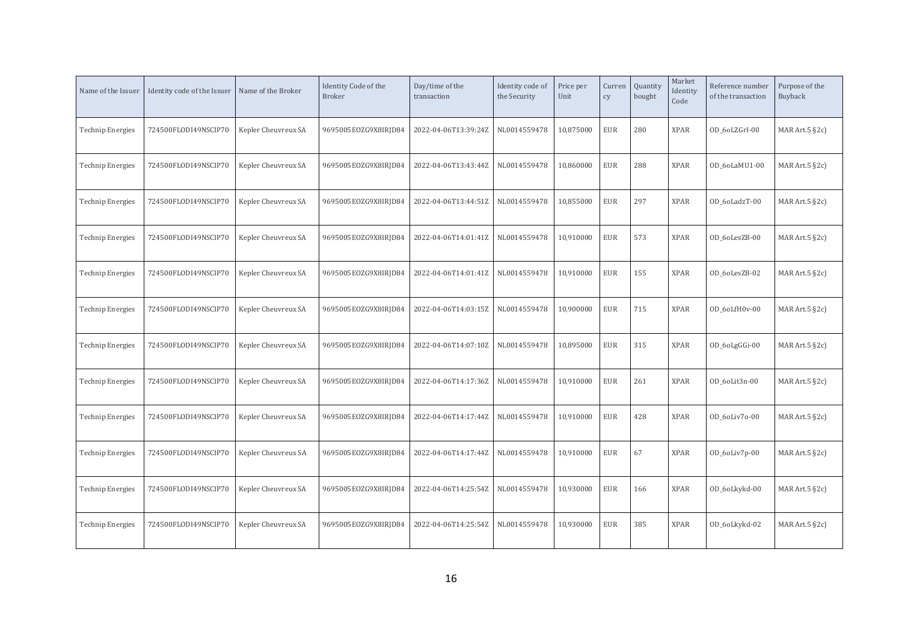| Name of the Issuer | Identity code of the Issuer | Name of the Broker | Identity Code of the Broker | Day/time of the transaction | Identity code of the Security | Price per Unit | Currency | Quantity bought | Market Identity Code | Reference number of the transaction | Purpose of the Buyback |
|---|---|---|---|---|---|---|---|---|---|---|---|
| Technip Energies | 724500FLODI49NSCIP70 | Kepler Cheuvreux SA | 9695005EOZG9X8IRJD84 | 2022-04-06T13:39:24Z | NL0014559478 | 10,875000 | EUR | 280 | XPAR | OD_6oLZGrl-00 | MAR Art.5 §2c) |
| Technip Energies | 724500FLODI49NSCIP70 | Kepler Cheuvreux SA | 9695005EOZG9X8IRJD84 | 2022-04-06T13:43:44Z | NL0014559478 | 10,860000 | EUR | 288 | XPAR | OD_6oLaMU1-00 | MAR Art.5 §2c) |
| Technip Energies | 724500FLODI49NSCIP70 | Kepler Cheuvreux SA | 9695005EOZG9X8IRJD84 | 2022-04-06T13:44:51Z | NL0014559478 | 10,855000 | EUR | 297 | XPAR | OD_6oLadzT-00 | MAR Art.5 §2c) |
| Technip Energies | 724500FLODI49NSCIP70 | Kepler Cheuvreux SA | 9695005EOZG9X8IRJD84 | 2022-04-06T14:01:41Z | NL0014559478 | 10,910000 | EUR | 573 | XPAR | OD_6oLesZB-00 | MAR Art.5 §2c) |
| Technip Energies | 724500FLODI49NSCIP70 | Kepler Cheuvreux SA | 9695005EOZG9X8IRJD84 | 2022-04-06T14:01:41Z | NL0014559478 | 10,910000 | EUR | 155 | XPAR | OD_6oLesZB-02 | MAR Art.5 §2c) |
| Technip Energies | 724500FLODI49NSCIP70 | Kepler Cheuvreux SA | 9695005EOZG9X8IRJD84 | 2022-04-06T14:03:15Z | NL0014559478 | 10,900000 | EUR | 715 | XPAR | OD_6oLfH0v-00 | MAR Art.5 §2c) |
| Technip Energies | 724500FLODI49NSCIP70 | Kepler Cheuvreux SA | 9695005EOZG9X8IRJD84 | 2022-04-06T14:07:10Z | NL0014559478 | 10,895000 | EUR | 315 | XPAR | OD_6oLgGGi-00 | MAR Art.5 §2c) |
| Technip Energies | 724500FLODI49NSCIP70 | Kepler Cheuvreux SA | 9695005EOZG9X8IRJD84 | 2022-04-06T14:17:36Z | NL0014559478 | 10,910000 | EUR | 261 | XPAR | OD_6oLit3n-00 | MAR Art.5 §2c) |
| Technip Energies | 724500FLODI49NSCIP70 | Kepler Cheuvreux SA | 9695005EOZG9X8IRJD84 | 2022-04-06T14:17:44Z | NL0014559478 | 10,910000 | EUR | 428 | XPAR | OD_6oLiv7o-00 | MAR Art.5 §2c) |
| Technip Energies | 724500FLODI49NSCIP70 | Kepler Cheuvreux SA | 9695005EOZG9X8IRJD84 | 2022-04-06T14:17:44Z | NL0014559478 | 10,910000 | EUR | 67 | XPAR | OD_6oLiv7p-00 | MAR Art.5 §2c) |
| Technip Energies | 724500FLODI49NSCIP70 | Kepler Cheuvreux SA | 9695005EOZG9X8IRJD84 | 2022-04-06T14:25:54Z | NL0014559478 | 10,930000 | EUR | 166 | XPAR | OD_6oLkykd-00 | MAR Art.5 §2c) |
| Technip Energies | 724500FLODI49NSCIP70 | Kepler Cheuvreux SA | 9695005EOZG9X8IRJD84 | 2022-04-06T14:25:54Z | NL0014559478 | 10,930000 | EUR | 385 | XPAR | OD_6oLkykd-02 | MAR Art.5 §2c) |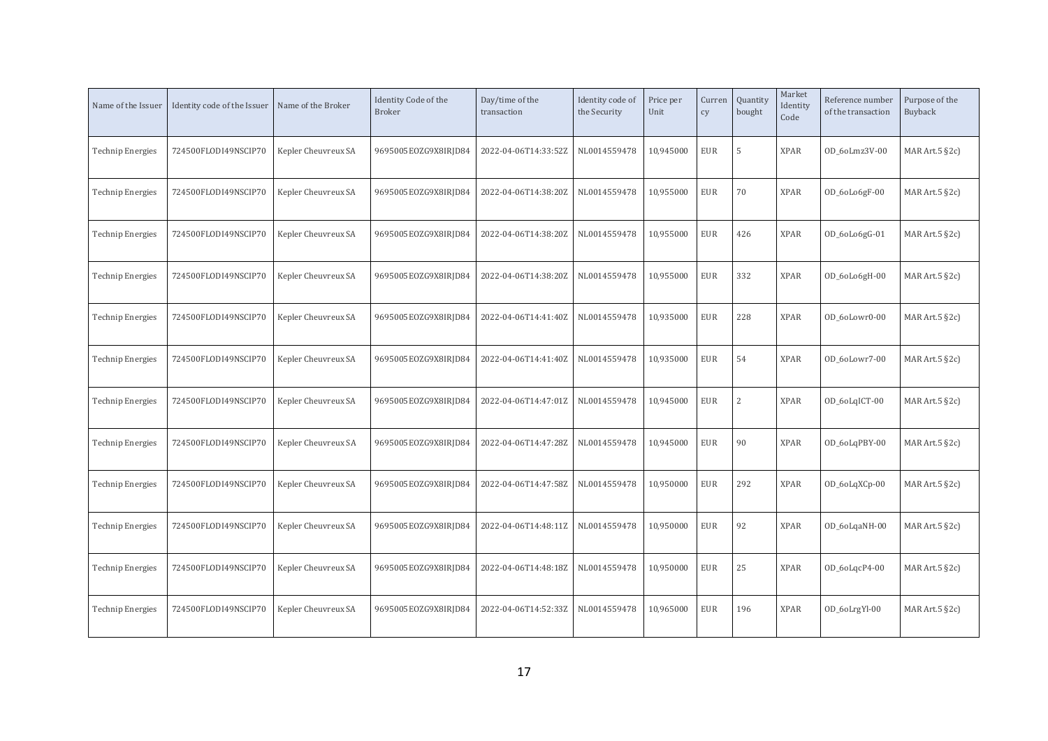| Name of the Issuer | Identity code of the Issuer | Name of the Broker | Identity Code of the Broker | Day/time of the transaction | Identity code of the Security | Price per Unit | Currency | Quantity bought | Market Identity Code | Reference number of the transaction | Purpose of the Buyback |
|---|---|---|---|---|---|---|---|---|---|---|---|
| Technip Energies | 724500FLODI49NSCIP70 | Kepler Cheuvreux SA | 9695005EOZG9X8IRJD84 | 2022-04-06T14:33:52Z | NL0014559478 | 10,945000 | EUR | 5 | XPAR | OD_6oLmz3V-00 | MAR Art.5 §2c) |
| Technip Energies | 724500FLODI49NSCIP70 | Kepler Cheuvreux SA | 9695005EOZG9X8IRJD84 | 2022-04-06T14:38:20Z | NL0014559478 | 10,955000 | EUR | 70 | XPAR | OD_6oLo6gF-00 | MAR Art.5 §2c) |
| Technip Energies | 724500FLODI49NSCIP70 | Kepler Cheuvreux SA | 9695005EOZG9X8IRJD84 | 2022-04-06T14:38:20Z | NL0014559478 | 10,955000 | EUR | 426 | XPAR | OD_6oLo6gG-01 | MAR Art.5 §2c) |
| Technip Energies | 724500FLODI49NSCIP70 | Kepler Cheuvreux SA | 9695005EOZG9X8IRJD84 | 2022-04-06T14:38:20Z | NL0014559478 | 10,955000 | EUR | 332 | XPAR | OD_6oLo6gH-00 | MAR Art.5 §2c) |
| Technip Energies | 724500FLODI49NSCIP70 | Kepler Cheuvreux SA | 9695005EOZG9X8IRJD84 | 2022-04-06T14:41:40Z | NL0014559478 | 10,935000 | EUR | 228 | XPAR | OD_6oLowr0-00 | MAR Art.5 §2c) |
| Technip Energies | 724500FLODI49NSCIP70 | Kepler Cheuvreux SA | 9695005EOZG9X8IRJD84 | 2022-04-06T14:41:40Z | NL0014559478 | 10,935000 | EUR | 54 | XPAR | OD_6oLowr7-00 | MAR Art.5 §2c) |
| Technip Energies | 724500FLODI49NSCIP70 | Kepler Cheuvreux SA | 9695005EOZG9X8IRJD84 | 2022-04-06T14:47:01Z | NL0014559478 | 10,945000 | EUR | 2 | XPAR | OD_6oLqICT-00 | MAR Art.5 §2c) |
| Technip Energies | 724500FLODI49NSCIP70 | Kepler Cheuvreux SA | 9695005EOZG9X8IRJD84 | 2022-04-06T14:47:28Z | NL0014559478 | 10,945000 | EUR | 90 | XPAR | OD_6oLqPBY-00 | MAR Art.5 §2c) |
| Technip Energies | 724500FLODI49NSCIP70 | Kepler Cheuvreux SA | 9695005EOZG9X8IRJD84 | 2022-04-06T14:47:58Z | NL0014559478 | 10,950000 | EUR | 292 | XPAR | OD_6oLqXCp-00 | MAR Art.5 §2c) |
| Technip Energies | 724500FLODI49NSCIP70 | Kepler Cheuvreux SA | 9695005EOZG9X8IRJD84 | 2022-04-06T14:48:11Z | NL0014559478 | 10,950000 | EUR | 92 | XPAR | OD_6oLqaNH-00 | MAR Art.5 §2c) |
| Technip Energies | 724500FLODI49NSCIP70 | Kepler Cheuvreux SA | 9695005EOZG9X8IRJD84 | 2022-04-06T14:48:18Z | NL0014559478 | 10,950000 | EUR | 25 | XPAR | OD_6oLqcP4-00 | MAR Art.5 §2c) |
| Technip Energies | 724500FLODI49NSCIP70 | Kepler Cheuvreux SA | 9695005EOZG9X8IRJD84 | 2022-04-06T14:52:33Z | NL0014559478 | 10,965000 | EUR | 196 | XPAR | OD_6oLrgYl-00 | MAR Art.5 §2c) |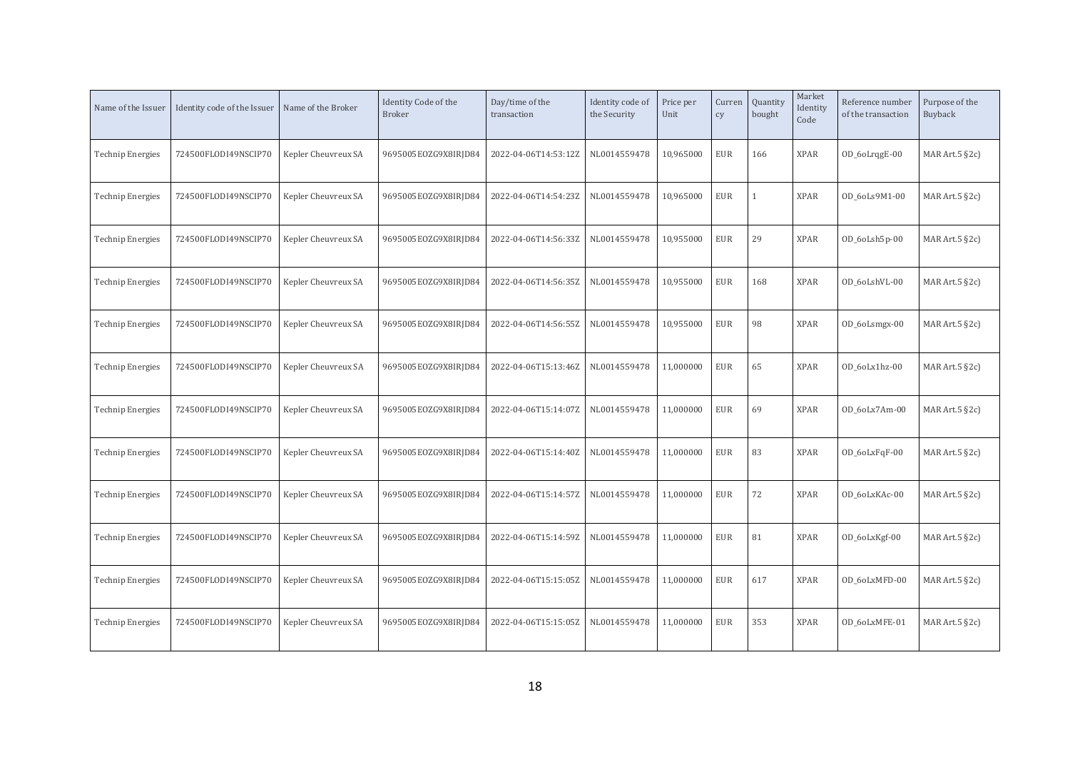| Name of the Issuer | Identity code of the Issuer | Name of the Broker | Identity Code of the Broker | Day/time of the transaction | Identity code of the Security | Price per Unit | Currency | Quantity bought | Market Identity Code | Reference number of the transaction | Purpose of the Buyback |
|---|---|---|---|---|---|---|---|---|---|---|---|
| Technip Energies | 724500FLODI49NSCIP70 | Kepler Cheuvreux SA | 9695005EOZG9X8IRJD84 | 2022-04-06T14:53:12Z | NL0014559478 | 10,965000 | EUR | 166 | XPAR | OD_6oLrqgE-00 | MAR Art.5 §2c) |
| Technip Energies | 724500FLODI49NSCIP70 | Kepler Cheuvreux SA | 9695005EOZG9X8IRJD84 | 2022-04-06T14:54:23Z | NL0014559478 | 10,965000 | EUR | 1 | XPAR | OD_6oLs9M1-00 | MAR Art.5 §2c) |
| Technip Energies | 724500FLODI49NSCIP70 | Kepler Cheuvreux SA | 9695005EOZG9X8IRJD84 | 2022-04-06T14:56:33Z | NL0014559478 | 10,955000 | EUR | 29 | XPAR | OD_6oLsh5p-00 | MAR Art.5 §2c) |
| Technip Energies | 724500FLODI49NSCIP70 | Kepler Cheuvreux SA | 9695005EOZG9X8IRJD84 | 2022-04-06T14:56:35Z | NL0014559478 | 10,955000 | EUR | 168 | XPAR | OD_6oLshVL-00 | MAR Art.5 §2c) |
| Technip Energies | 724500FLODI49NSCIP70 | Kepler Cheuvreux SA | 9695005EOZG9X8IRJD84 | 2022-04-06T14:56:55Z | NL0014559478 | 10,955000 | EUR | 98 | XPAR | OD_6oLsmgx-00 | MAR Art.5 §2c) |
| Technip Energies | 724500FLODI49NSCIP70 | Kepler Cheuvreux SA | 9695005EOZG9X8IRJD84 | 2022-04-06T15:13:46Z | NL0014559478 | 11,000000 | EUR | 65 | XPAR | OD_6oLx1hz-00 | MAR Art.5 §2c) |
| Technip Energies | 724500FLODI49NSCIP70 | Kepler Cheuvreux SA | 9695005EOZG9X8IRJD84 | 2022-04-06T15:14:07Z | NL0014559478 | 11,000000 | EUR | 69 | XPAR | OD_6oLx7Am-00 | MAR Art.5 §2c) |
| Technip Energies | 724500FLODI49NSCIP70 | Kepler Cheuvreux SA | 9695005EOZG9X8IRJD84 | 2022-04-06T15:14:40Z | NL0014559478 | 11,000000 | EUR | 83 | XPAR | OD_6oLxFqF-00 | MAR Art.5 §2c) |
| Technip Energies | 724500FLODI49NSCIP70 | Kepler Cheuvreux SA | 9695005EOZG9X8IRJD84 | 2022-04-06T15:14:57Z | NL0014559478 | 11,000000 | EUR | 72 | XPAR | OD_6oLxKAc-00 | MAR Art.5 §2c) |
| Technip Energies | 724500FLODI49NSCIP70 | Kepler Cheuvreux SA | 9695005EOZG9X8IRJD84 | 2022-04-06T15:14:59Z | NL0014559478 | 11,000000 | EUR | 81 | XPAR | OD_6oLxKgf-00 | MAR Art.5 §2c) |
| Technip Energies | 724500FLODI49NSCIP70 | Kepler Cheuvreux SA | 9695005EOZG9X8IRJD84 | 2022-04-06T15:15:05Z | NL0014559478 | 11,000000 | EUR | 617 | XPAR | OD_6oLxMFD-00 | MAR Art.5 §2c) |
| Technip Energies | 724500FLODI49NSCIP70 | Kepler Cheuvreux SA | 9695005EOZG9X8IRJD84 | 2022-04-06T15:15:05Z | NL0014559478 | 11,000000 | EUR | 353 | XPAR | OD_6oLxMFE-01 | MAR Art.5 §2c) |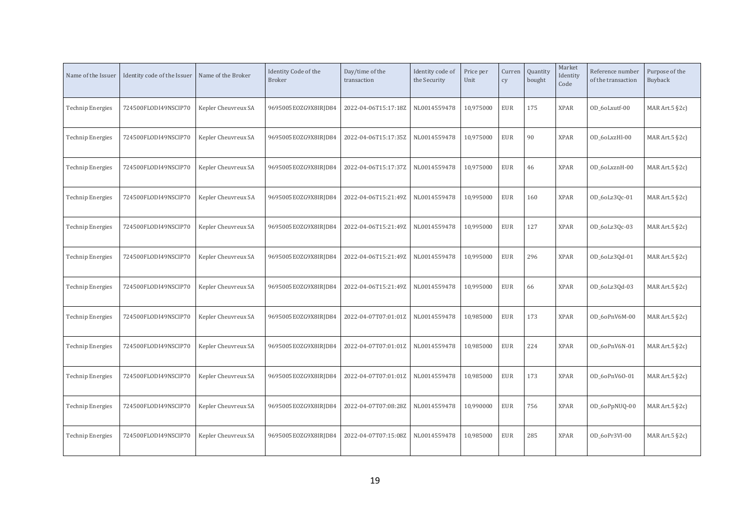| Name of the Issuer | Identity code of the Issuer | Name of the Broker | Identity Code of the Broker | Day/time of the transaction | Identity code of the Security | Price per Unit | Currency | Quantity bought | Market Identity Code | Reference number of the transaction | Purpose of the Buyback |
|---|---|---|---|---|---|---|---|---|---|---|---|
| Technip Energies | 724500FLODI49NSCIP70 | Kepler Cheuvreux SA | 9695005EOZG9X8IRJD84 | 2022-04-06T15:17:18Z | NL0014559478 | 10,975000 | EUR | 175 | XPAR | OD_6oLxutf-00 | MAR Art.5 §2c) |
| Technip Energies | 724500FLODI49NSCIP70 | Kepler Cheuvreux SA | 9695005EOZG9X8IRJD84 | 2022-04-06T15:17:35Z | NL0014559478 | 10,975000 | EUR | 90 | XPAR | OD_6oLxzHl-00 | MAR Art.5 §2c) |
| Technip Energies | 724500FLODI49NSCIP70 | Kepler Cheuvreux SA | 9695005EOZG9X8IRJD84 | 2022-04-06T15:17:37Z | NL0014559478 | 10,975000 | EUR | 46 | XPAR | OD_6oLxznH-00 | MAR Art.5 §2c) |
| Technip Energies | 724500FLODI49NSCIP70 | Kepler Cheuvreux SA | 9695005EOZG9X8IRJD84 | 2022-04-06T15:21:49Z | NL0014559478 | 10,995000 | EUR | 160 | XPAR | OD_6oLz3Qc-01 | MAR Art.5 §2c) |
| Technip Energies | 724500FLODI49NSCIP70 | Kepler Cheuvreux SA | 9695005EOZG9X8IRJD84 | 2022-04-06T15:21:49Z | NL0014559478 | 10,995000 | EUR | 127 | XPAR | OD_6oLz3Qc-03 | MAR Art.5 §2c) |
| Technip Energies | 724500FLODI49NSCIP70 | Kepler Cheuvreux SA | 9695005EOZG9X8IRJD84 | 2022-04-06T15:21:49Z | NL0014559478 | 10,995000 | EUR | 296 | XPAR | OD_6oLz3Qd-01 | MAR Art.5 §2c) |
| Technip Energies | 724500FLODI49NSCIP70 | Kepler Cheuvreux SA | 9695005EOZG9X8IRJD84 | 2022-04-06T15:21:49Z | NL0014559478 | 10,995000 | EUR | 66 | XPAR | OD_6oLz3Qd-03 | MAR Art.5 §2c) |
| Technip Energies | 724500FLODI49NSCIP70 | Kepler Cheuvreux SA | 9695005EOZG9X8IRJD84 | 2022-04-07T07:01:01Z | NL0014559478 | 10,985000 | EUR | 173 | XPAR | OD_6oPnV6M-00 | MAR Art.5 §2c) |
| Technip Energies | 724500FLODI49NSCIP70 | Kepler Cheuvreux SA | 9695005EOZG9X8IRJD84 | 2022-04-07T07:01:01Z | NL0014559478 | 10,985000 | EUR | 224 | XPAR | OD_6oPnV6N-01 | MAR Art.5 §2c) |
| Technip Energies | 724500FLODI49NSCIP70 | Kepler Cheuvreux SA | 9695005EOZG9X8IRJD84 | 2022-04-07T07:01:01Z | NL0014559478 | 10,985000 | EUR | 173 | XPAR | OD_6oPnV6O-01 | MAR Art.5 §2c) |
| Technip Energies | 724500FLODI49NSCIP70 | Kepler Cheuvreux SA | 9695005EOZG9X8IRJD84 | 2022-04-07T07:08:28Z | NL0014559478 | 10,990000 | EUR | 756 | XPAR | OD_6oPpNUQ-00 | MAR Art.5 §2c) |
| Technip Energies | 724500FLODI49NSCIP70 | Kepler Cheuvreux SA | 9695005EOZG9X8IRJD84 | 2022-04-07T07:15:08Z | NL0014559478 | 10,985000 | EUR | 285 | XPAR | OD_6oPr3Vl-00 | MAR Art.5 §2c) |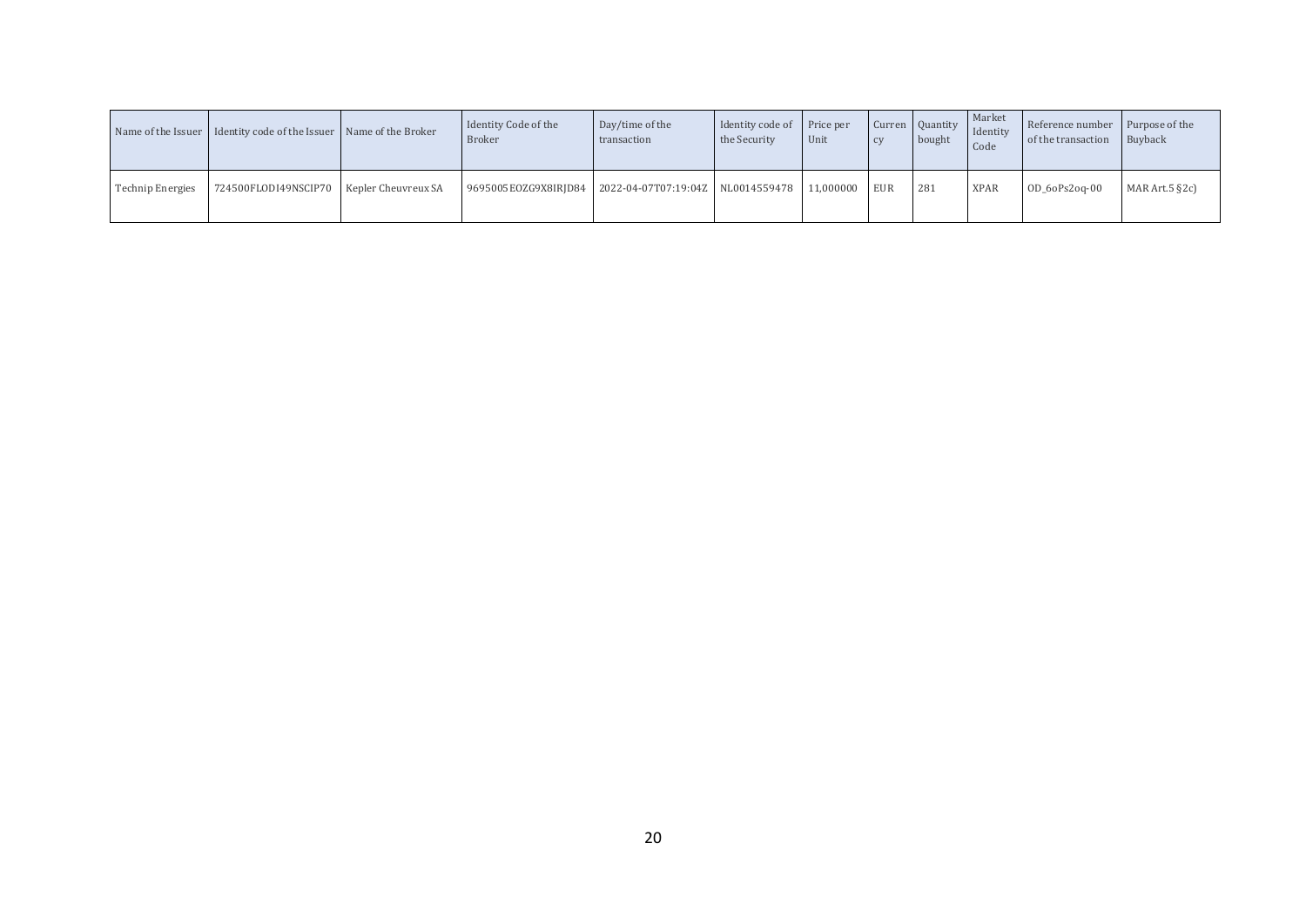| Name of the Issuer | Identity code of the Issuer | Name of the Broker | Identity Code of the Broker | Day/time of the transaction | Identity code of the Security | Price per Unit | Currency | Quantity bought | Market Identity Code | Reference number of the transaction | Purpose of the Buyback |
|---|---|---|---|---|---|---|---|---|---|---|---|
| Technip Energies | 724500FLODI49NSCIP70 | Kepler Cheuvreux SA | 9695005EOZG9X8IRJD84 | 2022-04-07T07:19:04Z | NL0014559478 | 11,000000 | EUR | 281 | XPAR | OD_6oPs2oq-00 | MAR Art.5 §2c) |